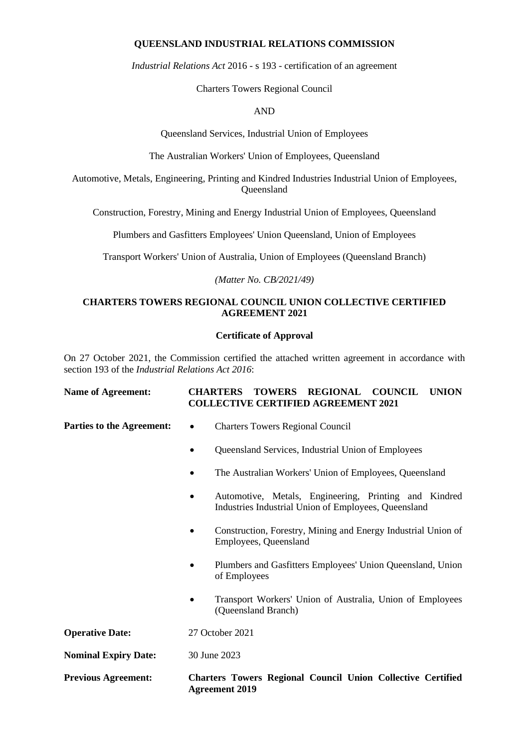**QUEENSLAND INDUSTRIAL RELATIONS COMMISSION**

*Industrial Relations Act* 2016 - s 193 - certification of an agreement

Charters Towers Regional Council

AND

Queensland Services, Industrial Union of Employees

The Australian Workers' Union of Employees, Queensland

Automotive, Metals, Engineering, Printing and Kindred Industries Industrial Union of Employees, Queensland

Construction, Forestry, Mining and Energy Industrial Union of Employees, Queensland

Plumbers and Gasfitters Employees' Union Queensland, Union of Employees

Transport Workers' Union of Australia, Union of Employees (Queensland Branch)

*(Matter No. CB/2021/49)*

**CHARTERS TOWERS REGIONAL COUNCIL UNION COLLECTIVE CERTIFIED AGREEMENT 2021**

**Certificate of Approval**

On 27 October 2021, the Commission certified the attached written agreement in accordance with section 193 of the *Industrial Relations Act 2016*:

**Name of Agreement:** **CHARTERS TOWERS REGIONAL COUNCIL UNION COLLECTIVE CERTIFIED AGREEMENT 2021**

**Parties to the Agreement:**

- Charters Towers Regional Council
- Queensland Services, Industrial Union of Employees
- The Australian Workers' Union of Employees, Queensland
- Automotive, Metals, Engineering, Printing and Kindred Industries Industrial Union of Employees, Queensland
- Construction, Forestry, Mining and Energy Industrial Union of Employees, Queensland
- Plumbers and Gasfitters Employees' Union Queensland, Union of Employees
- Transport Workers' Union of Australia, Union of Employees (Queensland Branch)

**Operative Date:** 27 October 2021

**Nominal Expiry Date:** 30 June 2023

**Previous Agreement:** **Charters Towers Regional Council Union Collective Certified Agreement 2019**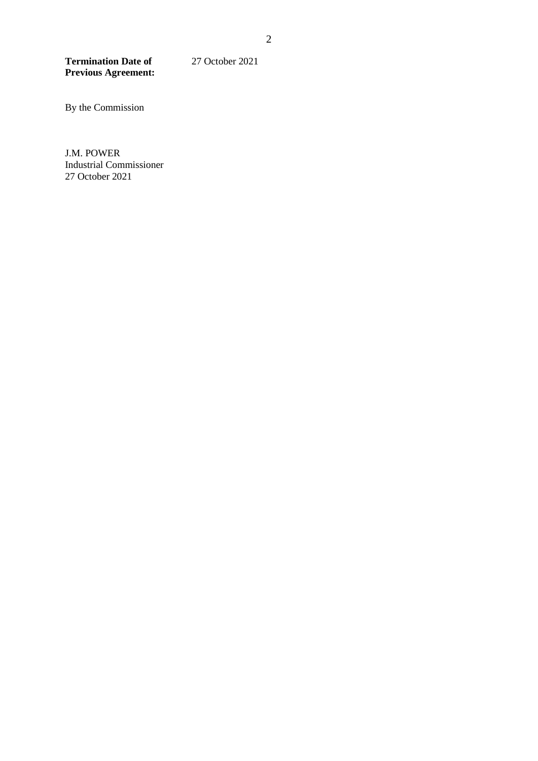**Termination Date of Previous Agreement:** 27 October 2021

By the Commission

J.M. POWER
Industrial Commissioner
27 October 2021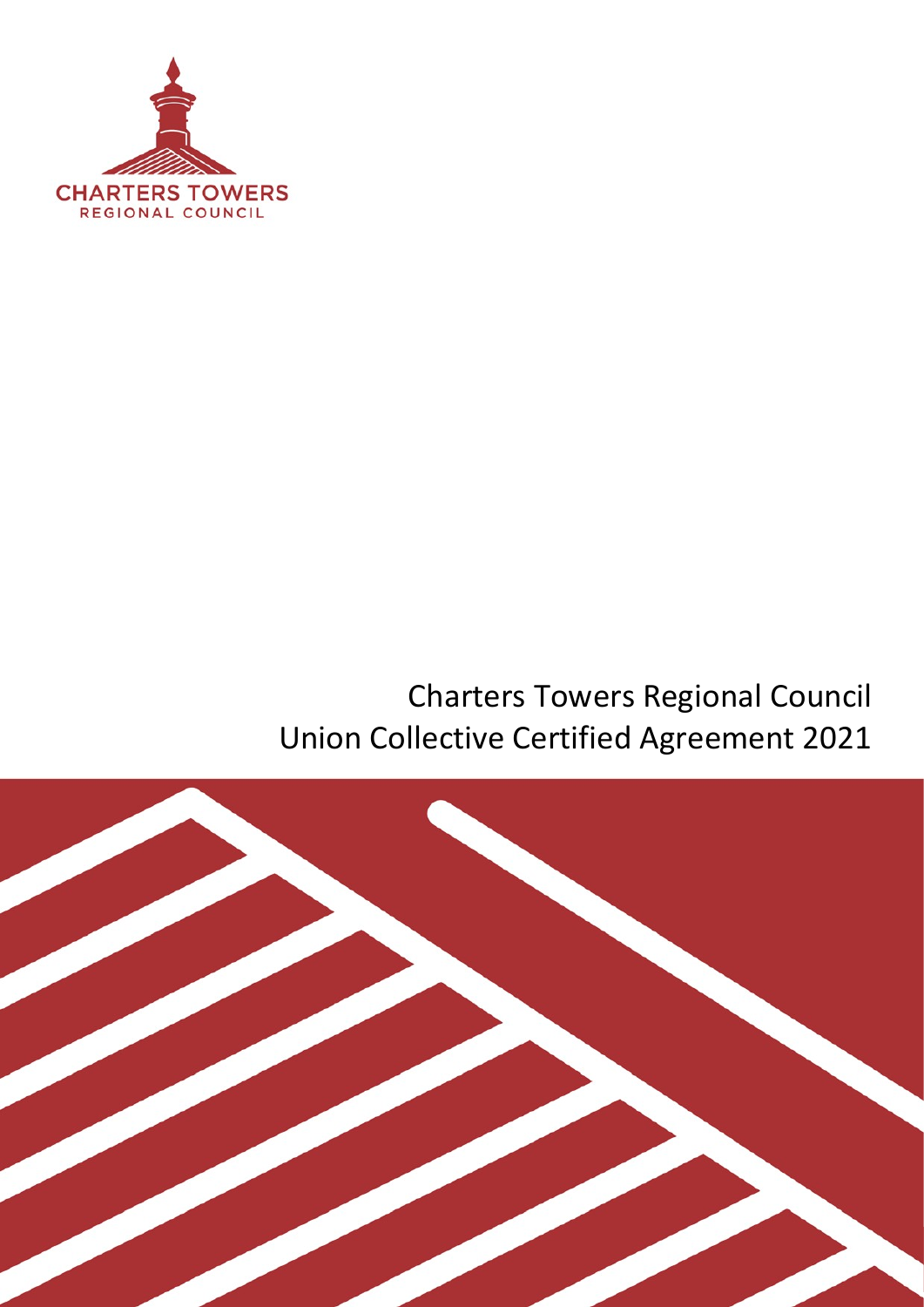CHARTERS TOWERS
REGIONAL COUNCIL

# Charters Towers Regional Council Union Collective Certified Agreement 2021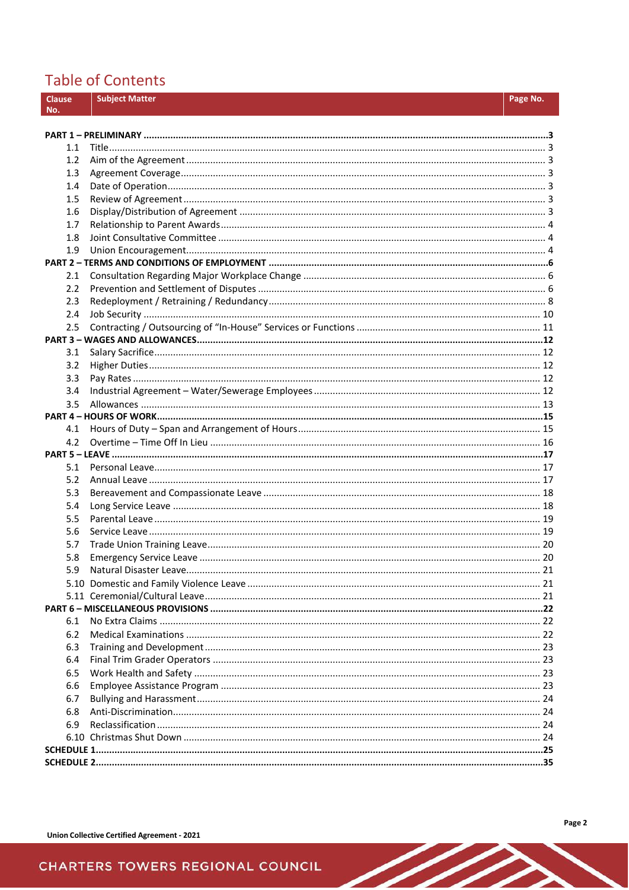# Table of Contents

| Clause No. | Subject Matter | Page No. |
|---|---|---|
| **PART 1 – PRELIMINARY** | | **3** |
| 1.1 | Title | 3 |
| 1.2 | Aim of the Agreement | 3 |
| 1.3 | Agreement Coverage | 3 |
| 1.4 | Date of Operation | 3 |
| 1.5 | Review of Agreement | 3 |
| 1.6 | Display/Distribution of Agreement | 3 |
| 1.7 | Relationship to Parent Awards | 4 |
| 1.8 | Joint Consultative Committee | 4 |
| 1.9 | Union Encouragement | 4 |
| **PART 2 – TERMS AND CONDITIONS OF EMPLOYMENT** | | **6** |
| 2.1 | Consultation Regarding Major Workplace Change | 6 |
| 2.2 | Prevention and Settlement of Disputes | 6 |
| 2.3 | Redeployment / Retraining / Redundancy | 8 |
| 2.4 | Job Security | 10 |
| 2.5 | Contracting / Outsourcing of "In-House" Services or Functions | 11 |
| **PART 3 – WAGES AND ALLOWANCES** | | **12** |
| 3.1 | Salary Sacrifice | 12 |
| 3.2 | Higher Duties | 12 |
| 3.3 | Pay Rates | 12 |
| 3.4 | Industrial Agreement – Water/Sewerage Employees | 12 |
| 3.5 | Allowances | 13 |
| **PART 4 – HOURS OF WORK** | | **15** |
| 4.1 | Hours of Duty – Span and Arrangement of Hours | 15 |
| 4.2 | Overtime – Time Off In Lieu | 16 |
| **PART 5 – LEAVE** | | **17** |
| 5.1 | Personal Leave | 17 |
| 5.2 | Annual Leave | 17 |
| 5.3 | Bereavement and Compassionate Leave | 18 |
| 5.4 | Long Service Leave | 18 |
| 5.5 | Parental Leave | 19 |
| 5.6 | Service Leave | 19 |
| 5.7 | Trade Union Training Leave | 20 |
| 5.8 | Emergency Service Leave | 20 |
| 5.9 | Natural Disaster Leave | 21 |
| 5.10 | Domestic and Family Violence Leave | 21 |
| 5.11 | Ceremonial/Cultural Leave | 21 |
| **PART 6 – MISCELLANEOUS PROVISIONS** | | **22** |
| 6.1 | No Extra Claims | 22 |
| 6.2 | Medical Examinations | 22 |
| 6.3 | Training and Development | 23 |
| 6.4 | Final Trim Grader Operators | 23 |
| 6.5 | Work Health and Safety | 23 |
| 6.6 | Employee Assistance Program | 23 |
| 6.7 | Bullying and Harassment | 24 |
| 6.8 | Anti-Discrimination | 24 |
| 6.9 | Reclassification | 24 |
| 6.10 | Christmas Shut Down | 24 |
| **SCHEDULE 1** | | **25** |
| **SCHEDULE 2** | | **35** |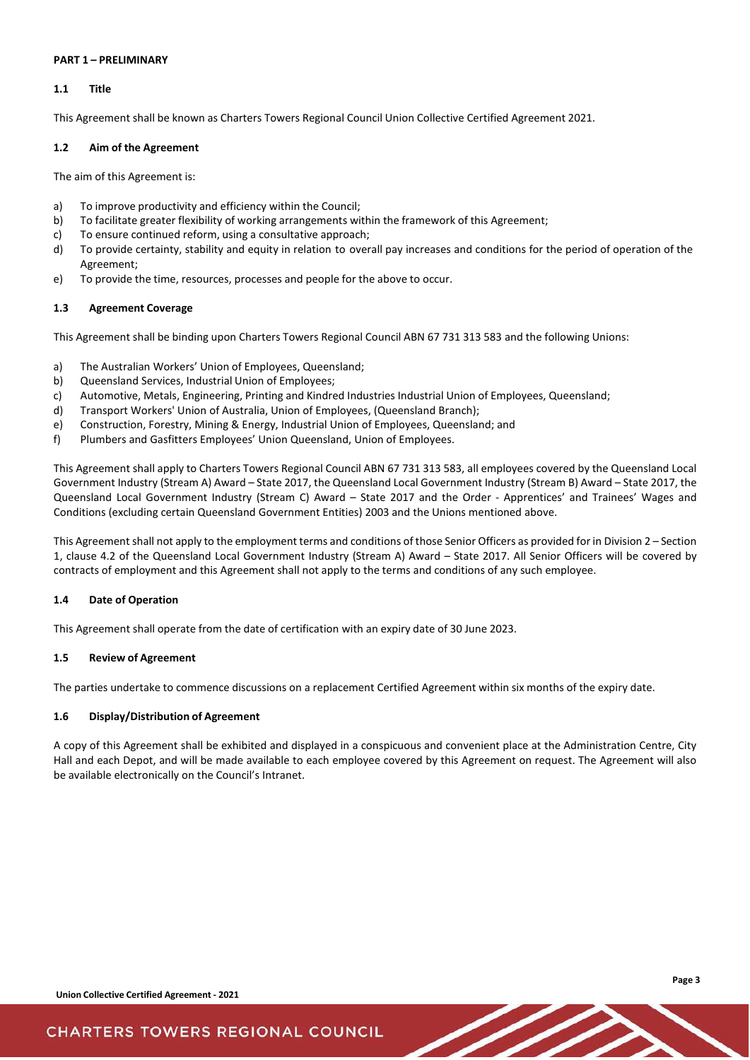## PART 1 – PRELIMINARY

### 1.1 Title

This Agreement shall be known as Charters Towers Regional Council Union Collective Certified Agreement 2021.

### 1.2 Aim of the Agreement

The aim of this Agreement is:

a) To improve productivity and efficiency within the Council;
b) To facilitate greater flexibility of working arrangements within the framework of this Agreement;
c) To ensure continued reform, using a consultative approach;
d) To provide certainty, stability and equity in relation to overall pay increases and conditions for the period of operation of the Agreement;
e) To provide the time, resources, processes and people for the above to occur.

### 1.3 Agreement Coverage

This Agreement shall be binding upon Charters Towers Regional Council ABN 67 731 313 583 and the following Unions:

a) The Australian Workers' Union of Employees, Queensland;
b) Queensland Services, Industrial Union of Employees;
c) Automotive, Metals, Engineering, Printing and Kindred Industries Industrial Union of Employees, Queensland;
d) Transport Workers' Union of Australia, Union of Employees, (Queensland Branch);
e) Construction, Forestry, Mining & Energy, Industrial Union of Employees, Queensland; and
f) Plumbers and Gasfitters Employees' Union Queensland, Union of Employees.

This Agreement shall apply to Charters Towers Regional Council ABN 67 731 313 583, all employees covered by the Queensland Local Government Industry (Stream A) Award – State 2017, the Queensland Local Government Industry (Stream B) Award – State 2017, the Queensland Local Government Industry (Stream C) Award – State 2017 and the Order - Apprentices' and Trainees' Wages and Conditions (excluding certain Queensland Government Entities) 2003 and the Unions mentioned above.

This Agreement shall not apply to the employment terms and conditions of those Senior Officers as provided for in Division 2 – Section 1, clause 4.2 of the Queensland Local Government Industry (Stream A) Award – State 2017. All Senior Officers will be covered by contracts of employment and this Agreement shall not apply to the terms and conditions of any such employee.

### 1.4 Date of Operation

This Agreement shall operate from the date of certification with an expiry date of 30 June 2023.

### 1.5 Review of Agreement

The parties undertake to commence discussions on a replacement Certified Agreement within six months of the expiry date.

### 1.6 Display/Distribution of Agreement

A copy of this Agreement shall be exhibited and displayed in a conspicuous and convenient place at the Administration Centre, City Hall and each Depot, and will be made available to each employee covered by this Agreement on request. The Agreement will also be available electronically on the Council's Intranet.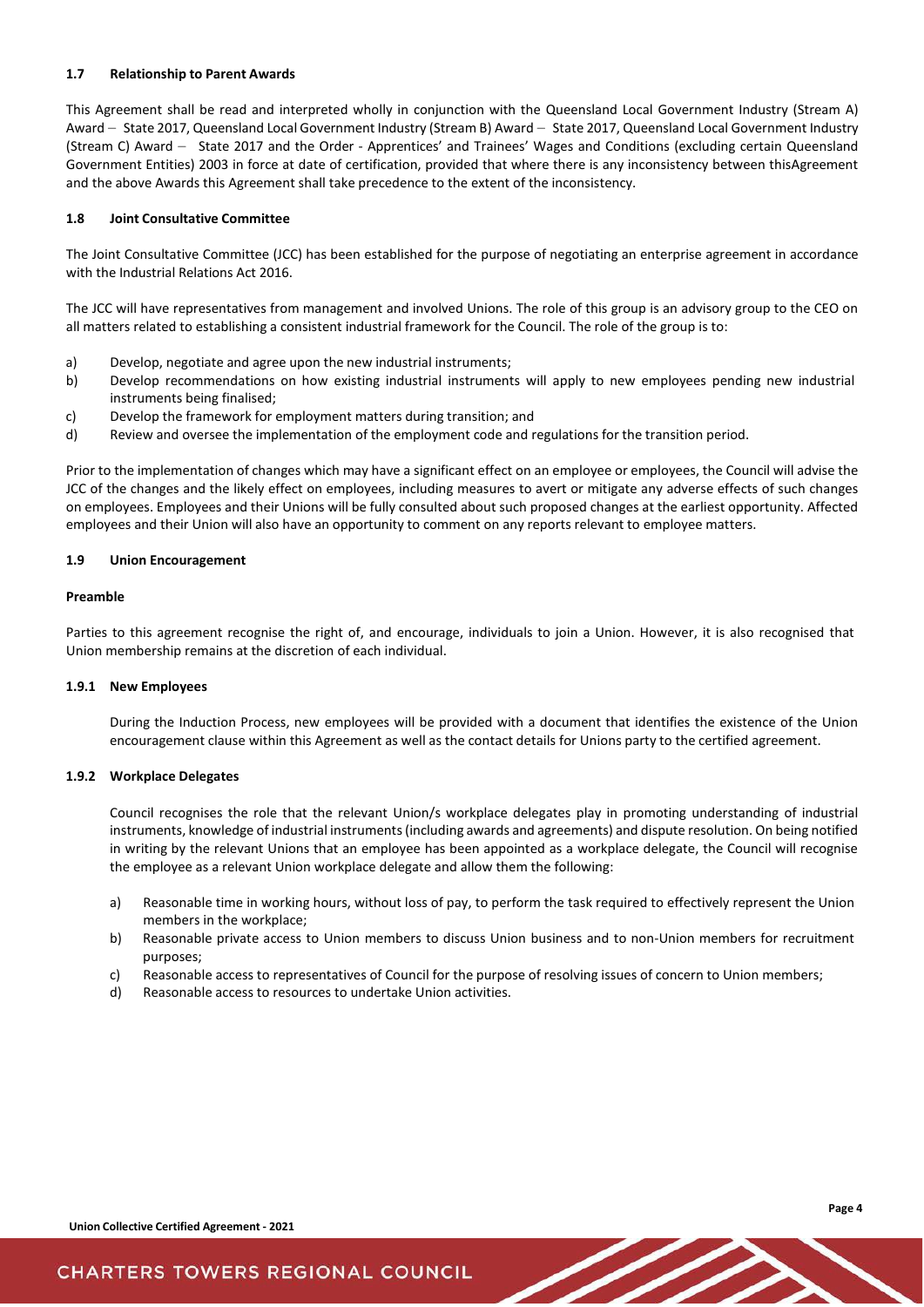### 1.7 Relationship to Parent Awards

This Agreement shall be read and interpreted wholly in conjunction with the Queensland Local Government Industry (Stream A) Award – State 2017, Queensland Local Government Industry (Stream B) Award – State 2017, Queensland Local Government Industry (Stream C) Award – State 2017 and the Order - Apprentices' and Trainees' Wages and Conditions (excluding certain Queensland Government Entities) 2003 in force at date of certification, provided that where there is any inconsistency between thisAgreement and the above Awards this Agreement shall take precedence to the extent of the inconsistency.

### 1.8 Joint Consultative Committee

The Joint Consultative Committee (JCC) has been established for the purpose of negotiating an enterprise agreement in accordance with the Industrial Relations Act 2016.

The JCC will have representatives from management and involved Unions. The role of this group is an advisory group to the CEO on all matters related to establishing a consistent industrial framework for the Council. The role of the group is to:

a) Develop, negotiate and agree upon the new industrial instruments;
b) Develop recommendations on how existing industrial instruments will apply to new employees pending new industrial instruments being finalised;
c) Develop the framework for employment matters during transition; and
d) Review and oversee the implementation of the employment code and regulations for the transition period.

Prior to the implementation of changes which may have a significant effect on an employee or employees, the Council will advise the JCC of the changes and the likely effect on employees, including measures to avert or mitigate any adverse effects of such changes on employees. Employees and their Unions will be fully consulted about such proposed changes at the earliest opportunity. Affected employees and their Union will also have an opportunity to comment on any reports relevant to employee matters.

### 1.9 Union Encouragement

**Preamble**

Parties to this agreement recognise the right of, and encourage, individuals to join a Union. However, it is also recognised that Union membership remains at the discretion of each individual.

#### 1.9.1 New Employees

During the Induction Process, new employees will be provided with a document that identifies the existence of the Union encouragement clause within this Agreement as well as the contact details for Unions party to the certified agreement.

#### 1.9.2 Workplace Delegates

Council recognises the role that the relevant Union/s workplace delegates play in promoting understanding of industrial instruments, knowledge of industrial instruments (including awards and agreements) and dispute resolution. On being notified in writing by the relevant Unions that an employee has been appointed as a workplace delegate, the Council will recognise the employee as a relevant Union workplace delegate and allow them the following:

a) Reasonable time in working hours, without loss of pay, to perform the task required to effectively represent the Union members in the workplace;
b) Reasonable private access to Union members to discuss Union business and to non-Union members for recruitment purposes;
c) Reasonable access to representatives of Council for the purpose of resolving issues of concern to Union members;
d) Reasonable access to resources to undertake Union activities.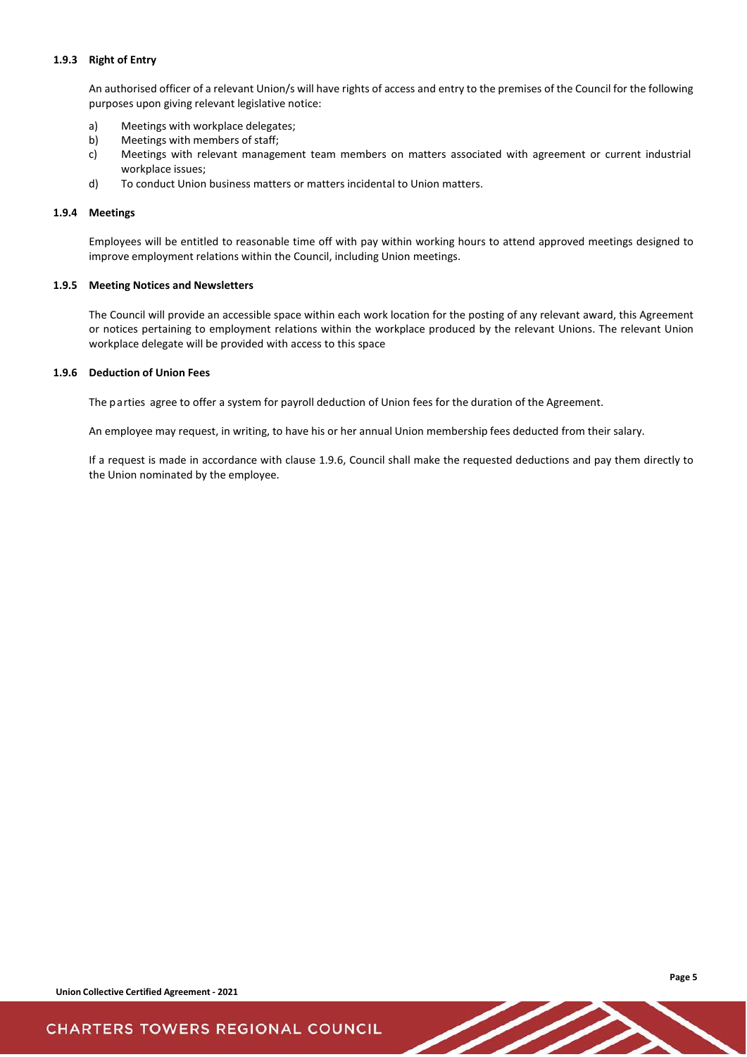#### 1.9.3 Right of Entry

An authorised officer of a relevant Union/s will have rights of access and entry to the premises of the Council for the following purposes upon giving relevant legislative notice:

a) Meetings with workplace delegates;
b) Meetings with members of staff;
c) Meetings with relevant management team members on matters associated with agreement or current industrial workplace issues;
d) To conduct Union business matters or matters incidental to Union matters.

#### 1.9.4 Meetings

Employees will be entitled to reasonable time off with pay within working hours to attend approved meetings designed to improve employment relations within the Council, including Union meetings.

#### 1.9.5 Meeting Notices and Newsletters

The Council will provide an accessible space within each work location for the posting of any relevant award, this Agreement or notices pertaining to employment relations within the workplace produced by the relevant Unions. The relevant Union workplace delegate will be provided with access to this space

#### 1.9.6 Deduction of Union Fees

The parties agree to offer a system for payroll deduction of Union fees for the duration of the Agreement.

An employee may request, in writing, to have his or her annual Union membership fees deducted from their salary.

If a request is made in accordance with clause 1.9.6, Council shall make the requested deductions and pay them directly to the Union nominated by the employee.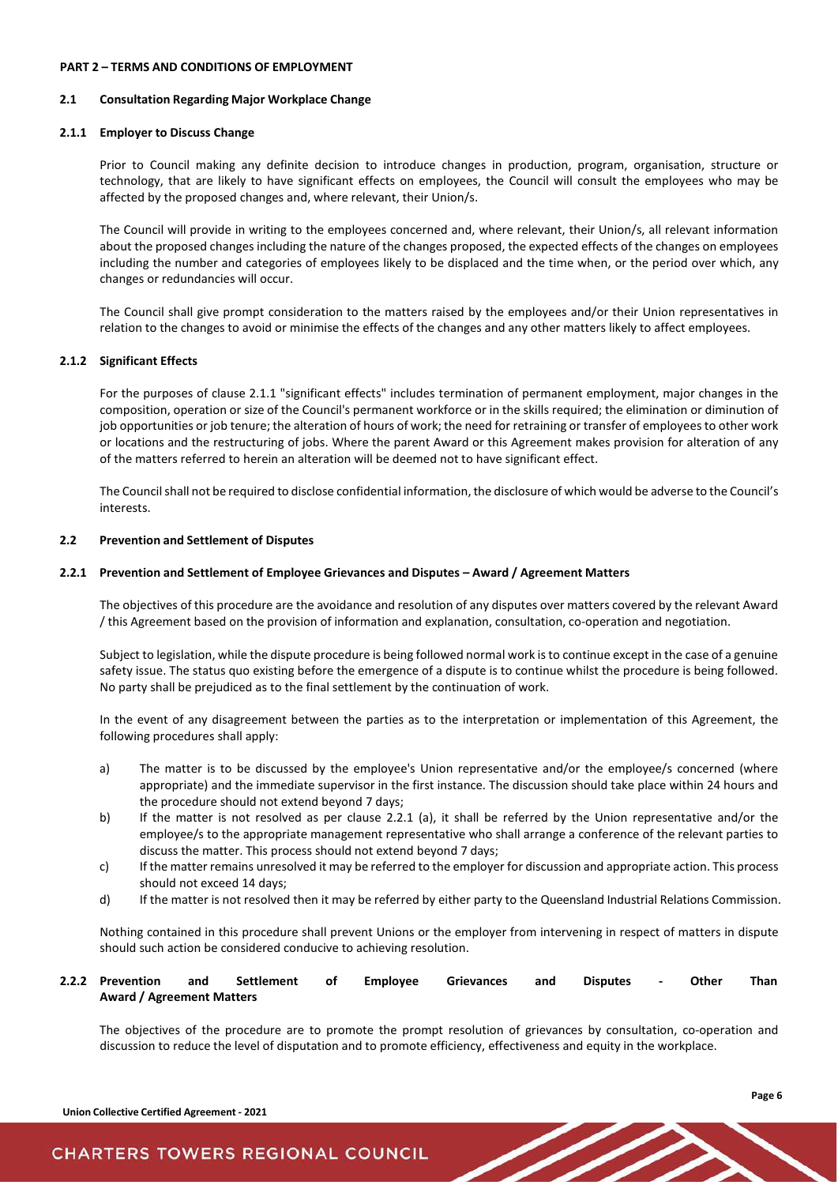## PART 2 – TERMS AND CONDITIONS OF EMPLOYMENT

### 2.1 Consultation Regarding Major Workplace Change

#### 2.1.1 Employer to Discuss Change

Prior to Council making any definite decision to introduce changes in production, program, organisation, structure or technology, that are likely to have significant effects on employees, the Council will consult the employees who may be affected by the proposed changes and, where relevant, their Union/s.

The Council will provide in writing to the employees concerned and, where relevant, their Union/s, all relevant information about the proposed changes including the nature of the changes proposed, the expected effects of the changes on employees including the number and categories of employees likely to be displaced and the time when, or the period over which, any changes or redundancies will occur.

The Council shall give prompt consideration to the matters raised by the employees and/or their Union representatives in relation to the changes to avoid or minimise the effects of the changes and any other matters likely to affect employees.

#### 2.1.2 Significant Effects

For the purposes of clause 2.1.1 "significant effects" includes termination of permanent employment, major changes in the composition, operation or size of the Council's permanent workforce or in the skills required; the elimination or diminution of job opportunities or job tenure; the alteration of hours of work; the need for retraining or transfer of employees to other work or locations and the restructuring of jobs. Where the parent Award or this Agreement makes provision for alteration of any of the matters referred to herein an alteration will be deemed not to have significant effect.

The Council shall not be required to disclose confidential information, the disclosure of which would be adverse to the Council's interests.

### 2.2 Prevention and Settlement of Disputes

#### 2.2.1 Prevention and Settlement of Employee Grievances and Disputes – Award / Agreement Matters

The objectives of this procedure are the avoidance and resolution of any disputes over matters covered by the relevant Award / this Agreement based on the provision of information and explanation, consultation, co-operation and negotiation.

Subject to legislation, while the dispute procedure is being followed normal work is to continue except in the case of a genuine safety issue. The status quo existing before the emergence of a dispute is to continue whilst the procedure is being followed. No party shall be prejudiced as to the final settlement by the continuation of work.

In the event of any disagreement between the parties as to the interpretation or implementation of this Agreement, the following procedures shall apply:

a) The matter is to be discussed by the employee's Union representative and/or the employee/s concerned (where appropriate) and the immediate supervisor in the first instance. The discussion should take place within 24 hours and the procedure should not extend beyond 7 days;

b) If the matter is not resolved as per clause 2.2.1 (a), it shall be referred by the Union representative and/or the employee/s to the appropriate management representative who shall arrange a conference of the relevant parties to discuss the matter. This process should not extend beyond 7 days;

c) If the matter remains unresolved it may be referred to the employer for discussion and appropriate action. This process should not exceed 14 days;

d) If the matter is not resolved then it may be referred by either party to the Queensland Industrial Relations Commission.

Nothing contained in this procedure shall prevent Unions or the employer from intervening in respect of matters in dispute should such action be considered conducive to achieving resolution.

#### 2.2.2 Prevention and Settlement of Employee Grievances and Disputes - Other Than Award / Agreement Matters

The objectives of the procedure are to promote the prompt resolution of grievances by consultation, co-operation and discussion to reduce the level of disputation and to promote efficiency, effectiveness and equity in the workplace.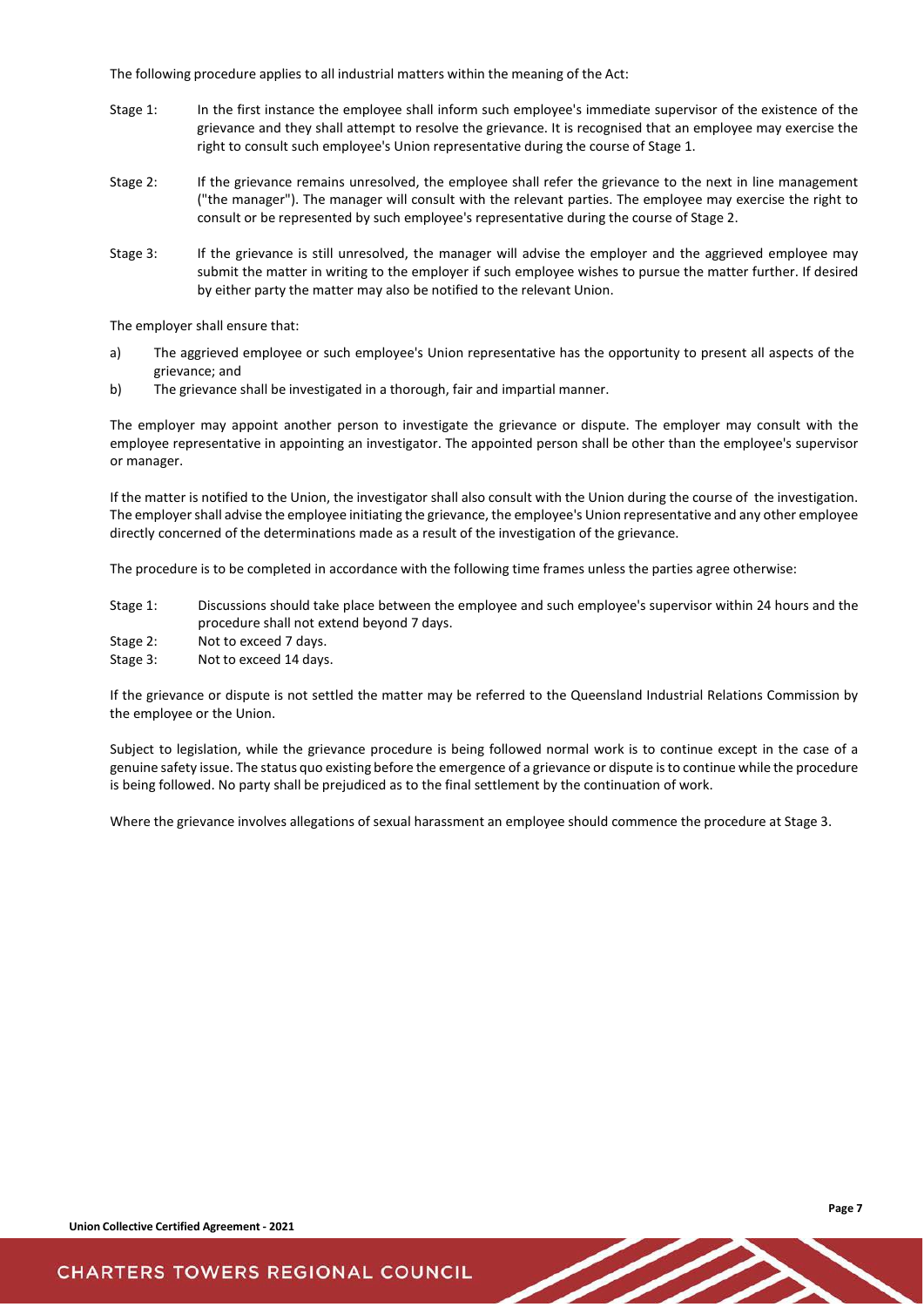The following procedure applies to all industrial matters within the meaning of the Act:

Stage 1: In the first instance the employee shall inform such employee's immediate supervisor of the existence of the grievance and they shall attempt to resolve the grievance. It is recognised that an employee may exercise the right to consult such employee's Union representative during the course of Stage 1.

Stage 2: If the grievance remains unresolved, the employee shall refer the grievance to the next in line management ("the manager"). The manager will consult with the relevant parties. The employee may exercise the right to consult or be represented by such employee's representative during the course of Stage 2.

Stage 3: If the grievance is still unresolved, the manager will advise the employer and the aggrieved employee may submit the matter in writing to the employer if such employee wishes to pursue the matter further. If desired by either party the matter may also be notified to the relevant Union.

The employer shall ensure that:

a) The aggrieved employee or such employee's Union representative has the opportunity to present all aspects of the grievance; and
b) The grievance shall be investigated in a thorough, fair and impartial manner.

The employer may appoint another person to investigate the grievance or dispute. The employer may consult with the employee representative in appointing an investigator. The appointed person shall be other than the employee's supervisor or manager.

If the matter is notified to the Union, the investigator shall also consult with the Union during the course of the investigation. The employer shall advise the employee initiating the grievance, the employee's Union representative and any other employee directly concerned of the determinations made as a result of the investigation of the grievance.

The procedure is to be completed in accordance with the following time frames unless the parties agree otherwise:

Stage 1: Discussions should take place between the employee and such employee's supervisor within 24 hours and the procedure shall not extend beyond 7 days.
Stage 2: Not to exceed 7 days.
Stage 3: Not to exceed 14 days.

If the grievance or dispute is not settled the matter may be referred to the Queensland Industrial Relations Commission by the employee or the Union.

Subject to legislation, while the grievance procedure is being followed normal work is to continue except in the case of a genuine safety issue. The status quo existing before the emergence of a grievance or dispute is to continue while the procedure is being followed. No party shall be prejudiced as to the final settlement by the continuation of work.

Where the grievance involves allegations of sexual harassment an employee should commence the procedure at Stage 3.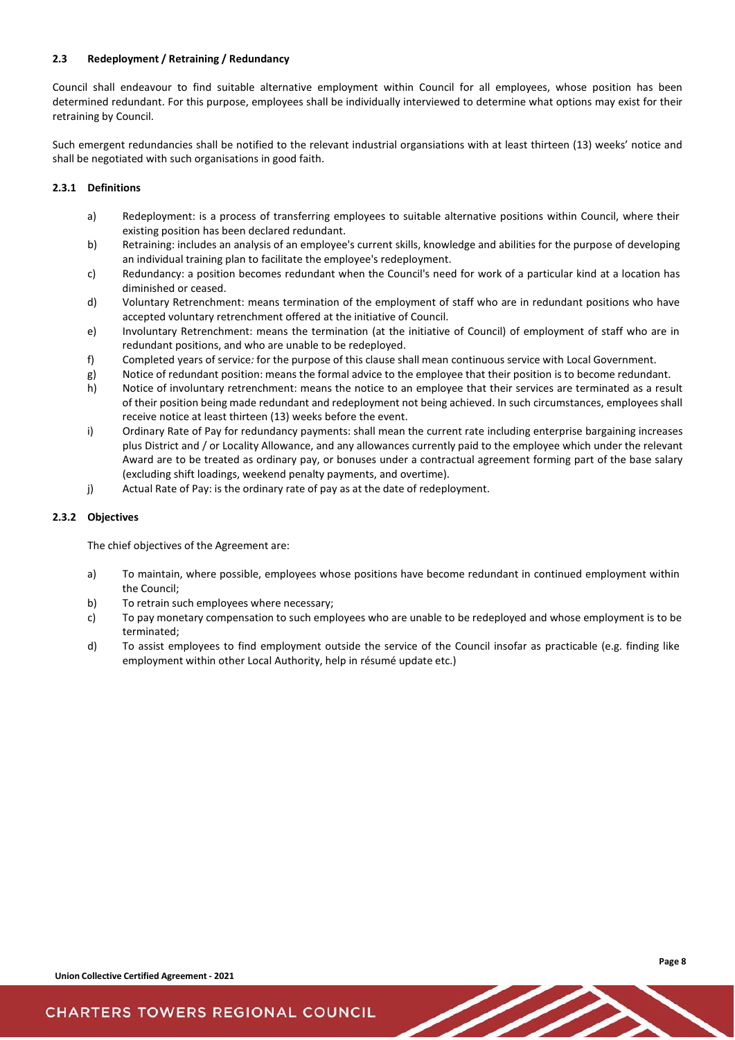### 2.3 Redeployment / Retraining / Redundancy

Council shall endeavour to find suitable alternative employment within Council for all employees, whose position has been determined redundant. For this purpose, employees shall be individually interviewed to determine what options may exist for their retraining by Council.

Such emergent redundancies shall be notified to the relevant industrial organsiations with at least thirteen (13) weeks' notice and shall be negotiated with such organisations in good faith.

#### 2.3.1 Definitions

a) Redeployment: is a process of transferring employees to suitable alternative positions within Council, where their existing position has been declared redundant.

b) Retraining: includes an analysis of an employee's current skills, knowledge and abilities for the purpose of developing an individual training plan to facilitate the employee's redeployment.

c) Redundancy: a position becomes redundant when the Council's need for work of a particular kind at a location has diminished or ceased.

d) Voluntary Retrenchment: means termination of the employment of staff who are in redundant positions who have accepted voluntary retrenchment offered at the initiative of Council.

e) Involuntary Retrenchment: means the termination (at the initiative of Council) of employment of staff who are in redundant positions, and who are unable to be redeployed.

f) Completed years of service*:* for the purpose of this clause shall mean continuous service with Local Government.

g) Notice of redundant position: means the formal advice to the employee that their position is to become redundant.

h) Notice of involuntary retrenchment: means the notice to an employee that their services are terminated as a result of their position being made redundant and redeployment not being achieved. In such circumstances, employees shall receive notice at least thirteen (13) weeks before the event.

i) Ordinary Rate of Pay for redundancy payments: shall mean the current rate including enterprise bargaining increases plus District and / or Locality Allowance, and any allowances currently paid to the employee which under the relevant Award are to be treated as ordinary pay, or bonuses under a contractual agreement forming part of the base salary (excluding shift loadings, weekend penalty payments, and overtime).

j) Actual Rate of Pay: is the ordinary rate of pay as at the date of redeployment.

#### 2.3.2 Objectives

The chief objectives of the Agreement are:

a) To maintain, where possible, employees whose positions have become redundant in continued employment within the Council;

b) To retrain such employees where necessary;

c) To pay monetary compensation to such employees who are unable to be redeployed and whose employment is to be terminated;

d) To assist employees to find employment outside the service of the Council insofar as practicable (e.g. finding like employment within other Local Authority, help in résumé update etc.)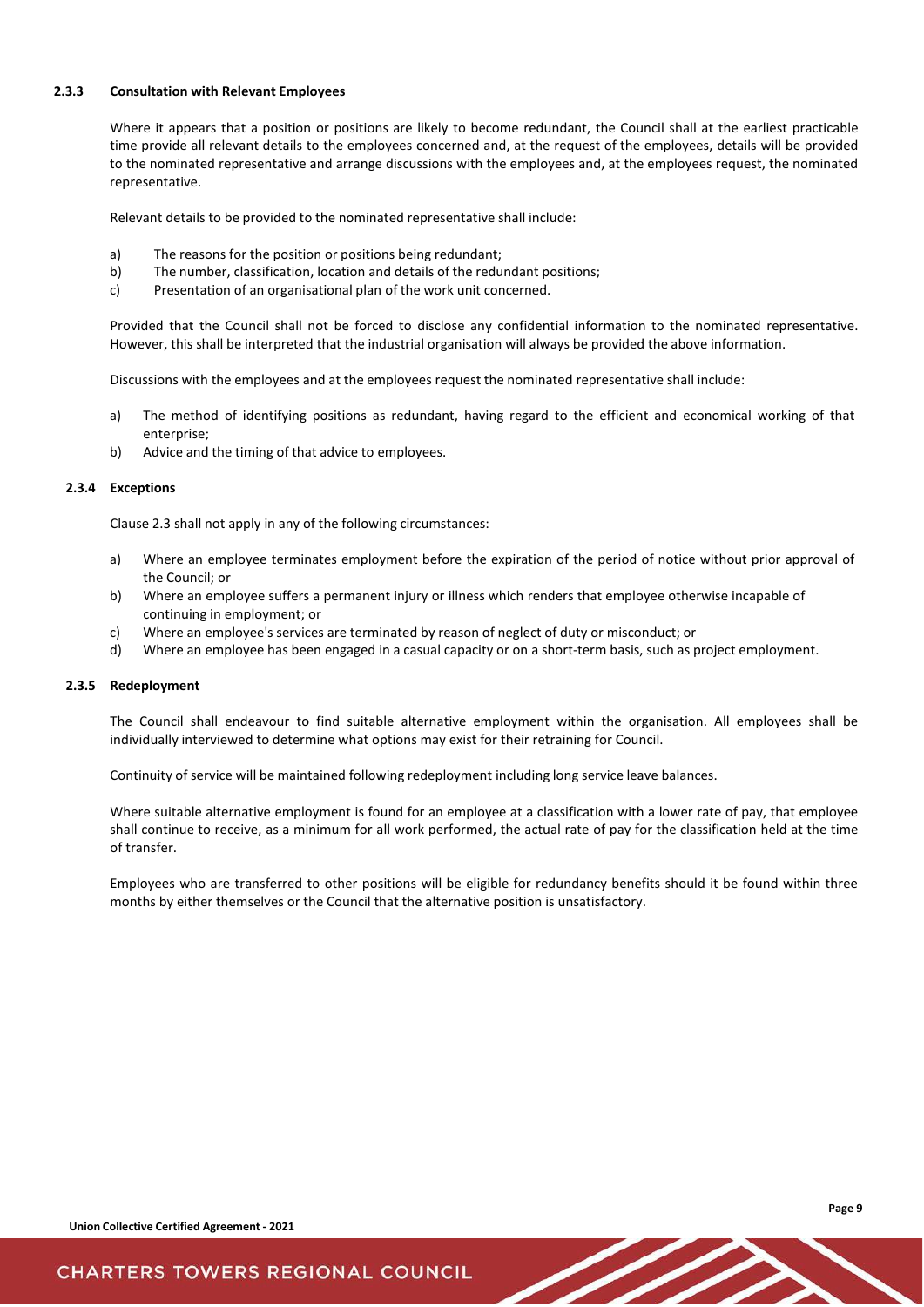#### 2.3.3 Consultation with Relevant Employees

Where it appears that a position or positions are likely to become redundant, the Council shall at the earliest practicable time provide all relevant details to the employees concerned and, at the request of the employees, details will be provided to the nominated representative and arrange discussions with the employees and, at the employees request, the nominated representative.

Relevant details to be provided to the nominated representative shall include:

a) The reasons for the position or positions being redundant;
b) The number, classification, location and details of the redundant positions;
c) Presentation of an organisational plan of the work unit concerned.

Provided that the Council shall not be forced to disclose any confidential information to the nominated representative. However, this shall be interpreted that the industrial organisation will always be provided the above information.

Discussions with the employees and at the employees request the nominated representative shall include:

a) The method of identifying positions as redundant, having regard to the efficient and economical working of that enterprise;
b) Advice and the timing of that advice to employees.

#### 2.3.4 Exceptions

Clause 2.3 shall not apply in any of the following circumstances:

a) Where an employee terminates employment before the expiration of the period of notice without prior approval of the Council; or
b) Where an employee suffers a permanent injury or illness which renders that employee otherwise incapable of continuing in employment; or
c) Where an employee's services are terminated by reason of neglect of duty or misconduct; or
d) Where an employee has been engaged in a casual capacity or on a short-term basis, such as project employment.

#### 2.3.5 Redeployment

The Council shall endeavour to find suitable alternative employment within the organisation. All employees shall be individually interviewed to determine what options may exist for their retraining for Council.

Continuity of service will be maintained following redeployment including long service leave balances.

Where suitable alternative employment is found for an employee at a classification with a lower rate of pay, that employee shall continue to receive, as a minimum for all work performed, the actual rate of pay for the classification held at the time of transfer.

Employees who are transferred to other positions will be eligible for redundancy benefits should it be found within three months by either themselves or the Council that the alternative position is unsatisfactory.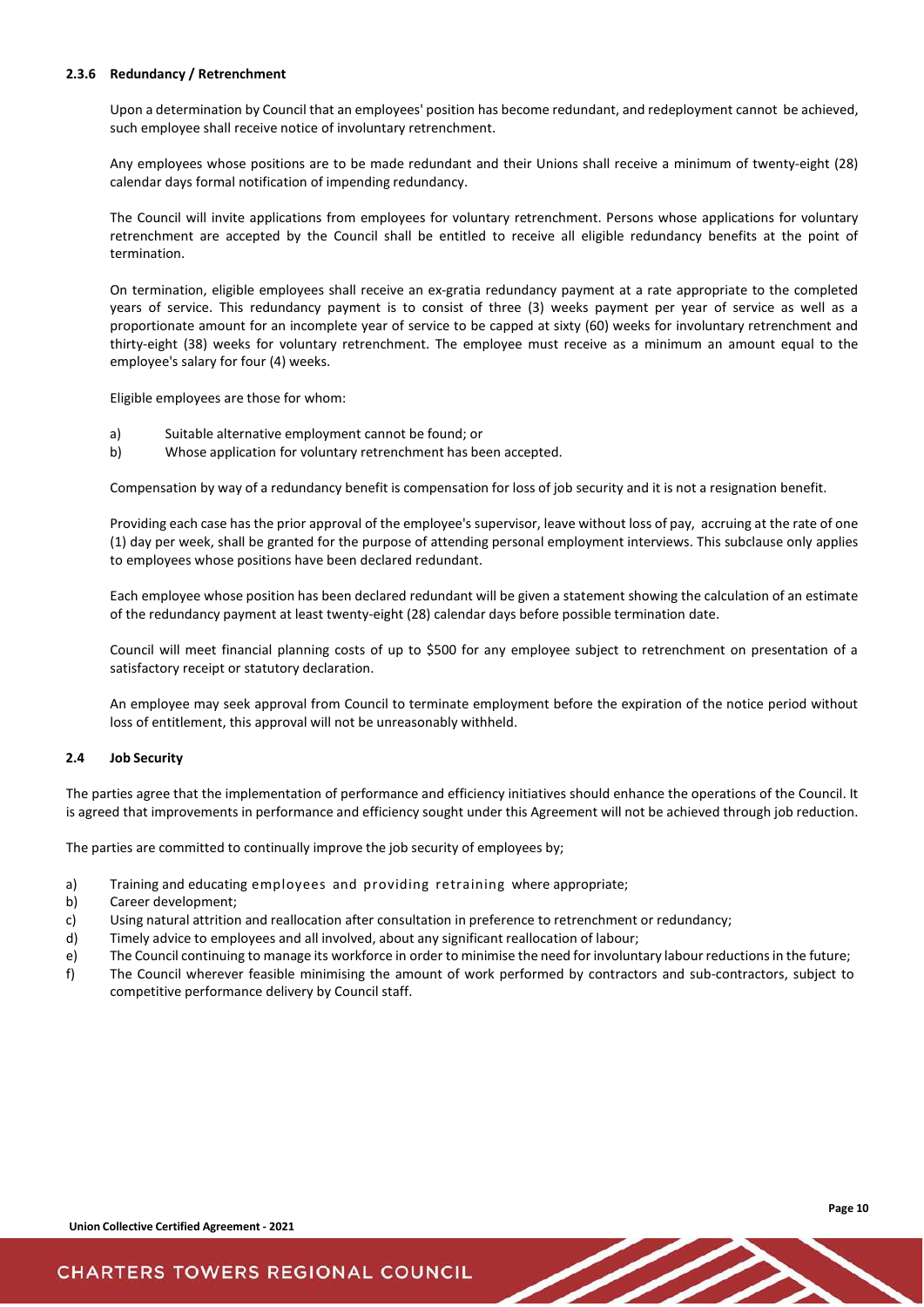### 2.3.6 Redundancy / Retrenchment

Upon a determination by Council that an employees' position has become redundant, and redeployment cannot be achieved, such employee shall receive notice of involuntary retrenchment.

Any employees whose positions are to be made redundant and their Unions shall receive a minimum of twenty-eight (28) calendar days formal notification of impending redundancy.

The Council will invite applications from employees for voluntary retrenchment. Persons whose applications for voluntary retrenchment are accepted by the Council shall be entitled to receive all eligible redundancy benefits at the point of termination.

On termination, eligible employees shall receive an ex-gratia redundancy payment at a rate appropriate to the completed years of service. This redundancy payment is to consist of three (3) weeks payment per year of service as well as a proportionate amount for an incomplete year of service to be capped at sixty (60) weeks for involuntary retrenchment and thirty-eight (38) weeks for voluntary retrenchment. The employee must receive as a minimum an amount equal to the employee's salary for four (4) weeks.

Eligible employees are those for whom:

a) Suitable alternative employment cannot be found; or
b) Whose application for voluntary retrenchment has been accepted.

Compensation by way of a redundancy benefit is compensation for loss of job security and it is not a resignation benefit.

Providing each case has the prior approval of the employee's supervisor, leave without loss of pay, accruing at the rate of one (1) day per week, shall be granted for the purpose of attending personal employment interviews. This subclause only applies to employees whose positions have been declared redundant.

Each employee whose position has been declared redundant will be given a statement showing the calculation of an estimate of the redundancy payment at least twenty-eight (28) calendar days before possible termination date.

Council will meet financial planning costs of up to $500 for any employee subject to retrenchment on presentation of a satisfactory receipt or statutory declaration.

An employee may seek approval from Council to terminate employment before the expiration of the notice period without loss of entitlement, this approval will not be unreasonably withheld.

## 2.4 Job Security

The parties agree that the implementation of performance and efficiency initiatives should enhance the operations of the Council. It is agreed that improvements in performance and efficiency sought under this Agreement will not be achieved through job reduction.

The parties are committed to continually improve the job security of employees by;

a) Training and educating employees and providing retraining where appropriate;
b) Career development;
c) Using natural attrition and reallocation after consultation in preference to retrenchment or redundancy;
d) Timely advice to employees and all involved, about any significant reallocation of labour;
e) The Council continuing to manage its workforce in order to minimise the need for involuntary labour reductions in the future;
f) The Council wherever feasible minimising the amount of work performed by contractors and sub-contractors, subject to competitive performance delivery by Council staff.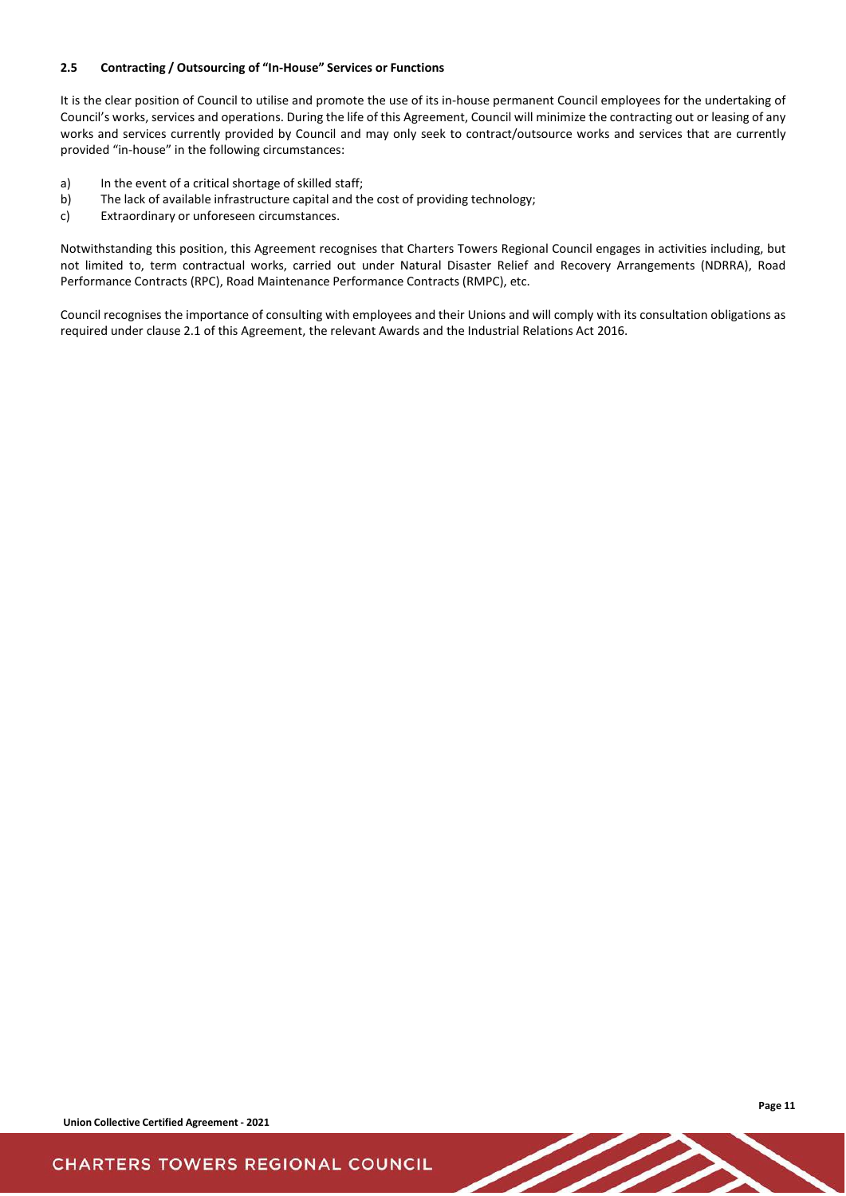### 2.5 Contracting / Outsourcing of "In-House" Services or Functions

It is the clear position of Council to utilise and promote the use of its in-house permanent Council employees for the undertaking of Council's works, services and operations. During the life of this Agreement, Council will minimize the contracting out or leasing of any works and services currently provided by Council and may only seek to contract/outsource works and services that are currently provided "in-house" in the following circumstances:

a) In the event of a critical shortage of skilled staff;
b) The lack of available infrastructure capital and the cost of providing technology;
c) Extraordinary or unforeseen circumstances.

Notwithstanding this position, this Agreement recognises that Charters Towers Regional Council engages in activities including, but not limited to, term contractual works, carried out under Natural Disaster Relief and Recovery Arrangements (NDRRA), Road Performance Contracts (RPC), Road Maintenance Performance Contracts (RMPC), etc.

Council recognises the importance of consulting with employees and their Unions and will comply with its consultation obligations as required under clause 2.1 of this Agreement, the relevant Awards and the Industrial Relations Act 2016.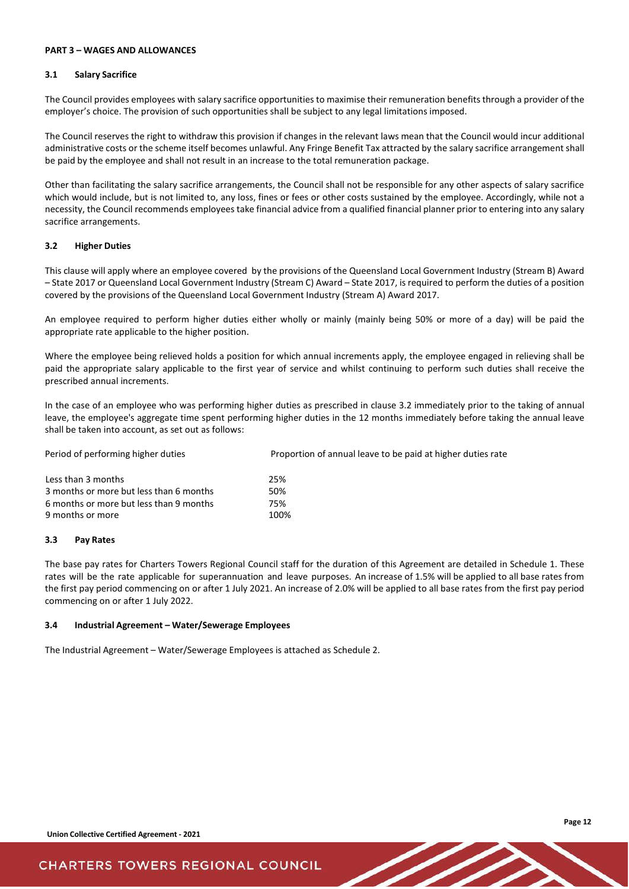## PART 3 – WAGES AND ALLOWANCES

### 3.1 Salary Sacrifice

The Council provides employees with salary sacrifice opportunities to maximise their remuneration benefits through a provider of the employer's choice. The provision of such opportunities shall be subject to any legal limitations imposed.

The Council reserves the right to withdraw this provision if changes in the relevant laws mean that the Council would incur additional administrative costs or the scheme itself becomes unlawful. Any Fringe Benefit Tax attracted by the salary sacrifice arrangement shall be paid by the employee and shall not result in an increase to the total remuneration package.

Other than facilitating the salary sacrifice arrangements, the Council shall not be responsible for any other aspects of salary sacrifice which would include, but is not limited to, any loss, fines or fees or other costs sustained by the employee. Accordingly, while not a necessity, the Council recommends employees take financial advice from a qualified financial planner prior to entering into any salary sacrifice arrangements.

### 3.2 Higher Duties

This clause will apply where an employee covered by the provisions of the Queensland Local Government Industry (Stream B) Award – State 2017 or Queensland Local Government Industry (Stream C) Award – State 2017, is required to perform the duties of a position covered by the provisions of the Queensland Local Government Industry (Stream A) Award 2017.

An employee required to perform higher duties either wholly or mainly (mainly being 50% or more of a day) will be paid the appropriate rate applicable to the higher position.

Where the employee being relieved holds a position for which annual increments apply, the employee engaged in relieving shall be paid the appropriate salary applicable to the first year of service and whilst continuing to perform such duties shall receive the prescribed annual increments.

In the case of an employee who was performing higher duties as prescribed in clause 3.2 immediately prior to the taking of annual leave, the employee's aggregate time spent performing higher duties in the 12 months immediately before taking the annual leave shall be taken into account, as set out as follows:

| Period of performing higher duties | Proportion of annual leave to be paid at higher duties rate |
|---|---|
| Less than 3 months | 25% |
| 3 months or more but less than 6 months | 50% |
| 6 months or more but less than 9 months | 75% |
| 9 months or more | 100% |

### 3.3 Pay Rates

The base pay rates for Charters Towers Regional Council staff for the duration of this Agreement are detailed in Schedule 1. These rates will be the rate applicable for superannuation and leave purposes. An increase of 1.5% will be applied to all base rates from the first pay period commencing on or after 1 July 2021. An increase of 2.0% will be applied to all base rates from the first pay period commencing on or after 1 July 2022.

### 3.4 Industrial Agreement – Water/Sewerage Employees

The Industrial Agreement – Water/Sewerage Employees is attached as Schedule 2.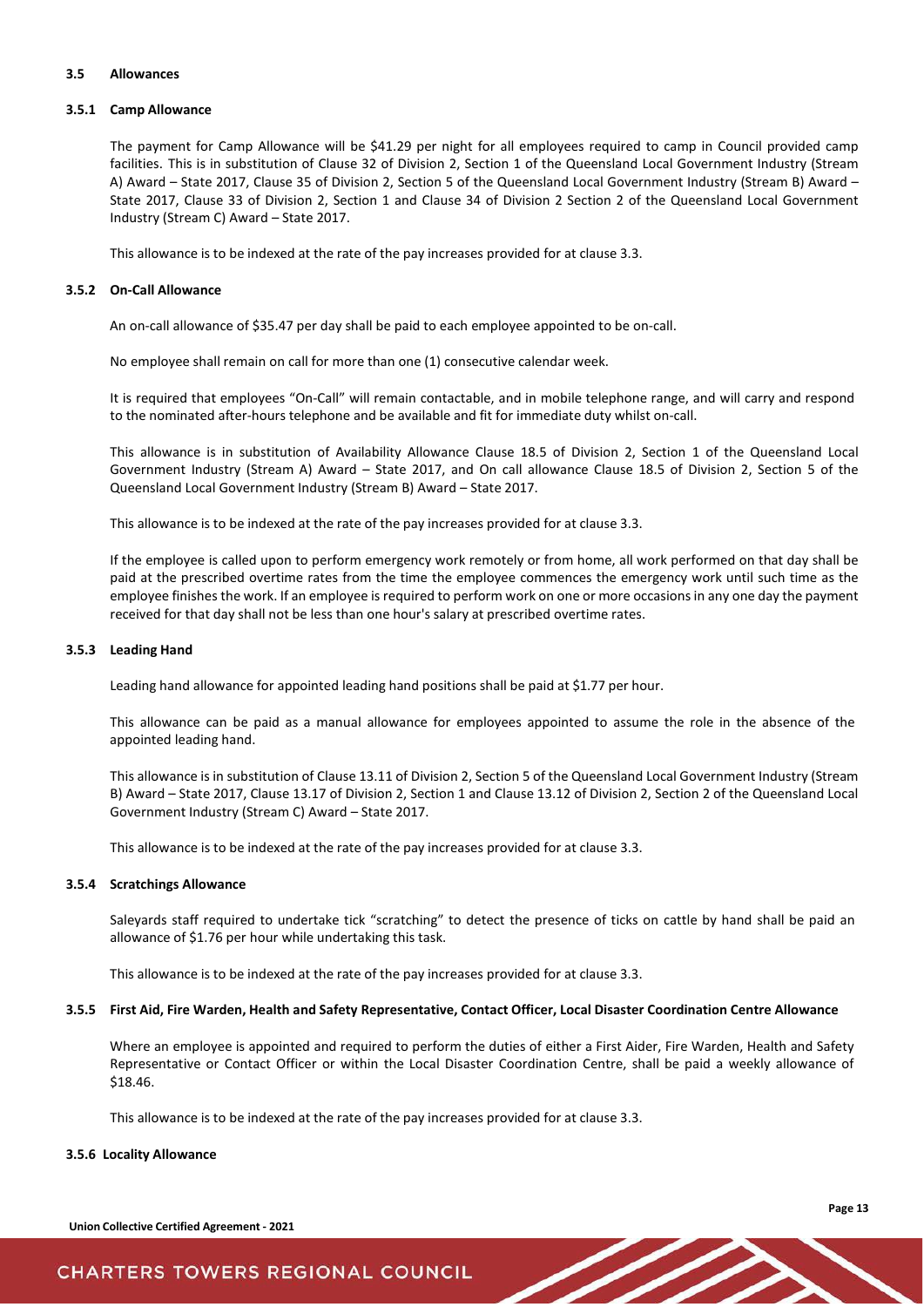### 3.5 Allowances

#### 3.5.1 Camp Allowance

The payment for Camp Allowance will be $41.29 per night for all employees required to camp in Council provided camp facilities. This is in substitution of Clause 32 of Division 2, Section 1 of the Queensland Local Government Industry (Stream A) Award – State 2017, Clause 35 of Division 2, Section 5 of the Queensland Local Government Industry (Stream B) Award – State 2017, Clause 33 of Division 2, Section 1 and Clause 34 of Division 2 Section 2 of the Queensland Local Government Industry (Stream C) Award – State 2017.

This allowance is to be indexed at the rate of the pay increases provided for at clause 3.3.

#### 3.5.2 On-Call Allowance

An on-call allowance of $35.47 per day shall be paid to each employee appointed to be on-call.

No employee shall remain on call for more than one (1) consecutive calendar week.

It is required that employees "On-Call" will remain contactable, and in mobile telephone range, and will carry and respond to the nominated after-hours telephone and be available and fit for immediate duty whilst on-call.

This allowance is in substitution of Availability Allowance Clause 18.5 of Division 2, Section 1 of the Queensland Local Government Industry (Stream A) Award – State 2017, and On call allowance Clause 18.5 of Division 2, Section 5 of the Queensland Local Government Industry (Stream B) Award – State 2017.

This allowance is to be indexed at the rate of the pay increases provided for at clause 3.3.

If the employee is called upon to perform emergency work remotely or from home, all work performed on that day shall be paid at the prescribed overtime rates from the time the employee commences the emergency work until such time as the employee finishes the work. If an employee is required to perform work on one or more occasions in any one day the payment received for that day shall not be less than one hour's salary at prescribed overtime rates.

#### 3.5.3 Leading Hand

Leading hand allowance for appointed leading hand positions shall be paid at $1.77 per hour.

This allowance can be paid as a manual allowance for employees appointed to assume the role in the absence of the appointed leading hand.

This allowance is in substitution of Clause 13.11 of Division 2, Section 5 of the Queensland Local Government Industry (Stream B) Award – State 2017, Clause 13.17 of Division 2, Section 1 and Clause 13.12 of Division 2, Section 2 of the Queensland Local Government Industry (Stream C) Award – State 2017.

This allowance is to be indexed at the rate of the pay increases provided for at clause 3.3.

#### 3.5.4 Scratchings Allowance

Saleyards staff required to undertake tick "scratching" to detect the presence of ticks on cattle by hand shall be paid an allowance of $1.76 per hour while undertaking this task.

This allowance is to be indexed at the rate of the pay increases provided for at clause 3.3.

#### 3.5.5 First Aid, Fire Warden, Health and Safety Representative, Contact Officer, Local Disaster Coordination Centre Allowance

Where an employee is appointed and required to perform the duties of either a First Aider, Fire Warden, Health and Safety Representative or Contact Officer or within the Local Disaster Coordination Centre, shall be paid a weekly allowance of $18.46.

This allowance is to be indexed at the rate of the pay increases provided for at clause 3.3.

#### 3.5.6 Locality Allowance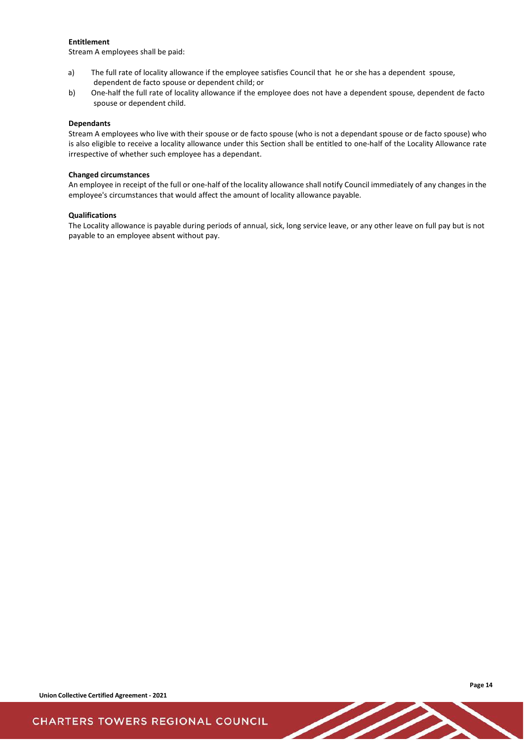**Entitlement**

Stream A employees shall be paid:

a) The full rate of locality allowance if the employee satisfies Council that he or she has a dependent spouse, dependent de facto spouse or dependent child; or

b) One-half the full rate of locality allowance if the employee does not have a dependent spouse, dependent de facto spouse or dependent child.

**Dependants**

Stream A employees who live with their spouse or de facto spouse (who is not a dependant spouse or de facto spouse) who is also eligible to receive a locality allowance under this Section shall be entitled to one-half of the Locality Allowance rate irrespective of whether such employee has a dependant.

**Changed circumstances**

An employee in receipt of the full or one-half of the locality allowance shall notify Council immediately of any changes in the employee's circumstances that would affect the amount of locality allowance payable.

**Qualifications**

The Locality allowance is payable during periods of annual, sick, long service leave, or any other leave on full pay but is not payable to an employee absent without pay.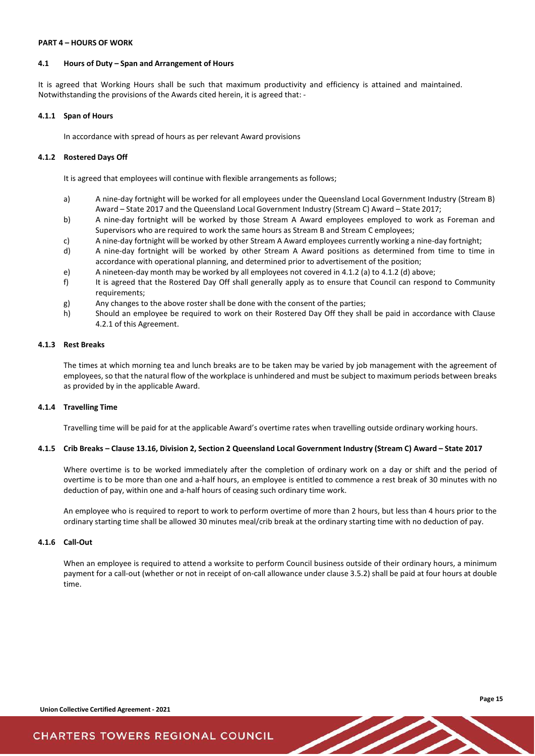## PART 4 – HOURS OF WORK

### 4.1 Hours of Duty – Span and Arrangement of Hours

It is agreed that Working Hours shall be such that maximum productivity and efficiency is attained and maintained. Notwithstanding the provisions of the Awards cited herein, it is agreed that: -

#### 4.1.1 Span of Hours

In accordance with spread of hours as per relevant Award provisions

#### 4.1.2 Rostered Days Off

It is agreed that employees will continue with flexible arrangements as follows;

a) A nine-day fortnight will be worked for all employees under the Queensland Local Government Industry (Stream B) Award – State 2017 and the Queensland Local Government Industry (Stream C) Award – State 2017;

b) A nine-day fortnight will be worked by those Stream A Award employees employed to work as Foreman and Supervisors who are required to work the same hours as Stream B and Stream C employees;

c) A nine-day fortnight will be worked by other Stream A Award employees currently working a nine-day fortnight;

d) A nine-day fortnight will be worked by other Stream A Award positions as determined from time to time in accordance with operational planning, and determined prior to advertisement of the position;

e) A nineteen-day month may be worked by all employees not covered in 4.1.2 (a) to 4.1.2 (d) above;

f) It is agreed that the Rostered Day Off shall generally apply as to ensure that Council can respond to Community requirements;

g) Any changes to the above roster shall be done with the consent of the parties;

h) Should an employee be required to work on their Rostered Day Off they shall be paid in accordance with Clause 4.2.1 of this Agreement.

#### 4.1.3 Rest Breaks

The times at which morning tea and lunch breaks are to be taken may be varied by job management with the agreement of employees, so that the natural flow of the workplace is unhindered and must be subject to maximum periods between breaks as provided by in the applicable Award.

#### 4.1.4 Travelling Time

Travelling time will be paid for at the applicable Award's overtime rates when travelling outside ordinary working hours.

#### 4.1.5 Crib Breaks – Clause 13.16, Division 2, Section 2 Queensland Local Government Industry (Stream C) Award – State 2017

Where overtime is to be worked immediately after the completion of ordinary work on a day or shift and the period of overtime is to be more than one and a-half hours, an employee is entitled to commence a rest break of 30 minutes with no deduction of pay, within one and a-half hours of ceasing such ordinary time work.

An employee who is required to report to work to perform overtime of more than 2 hours, but less than 4 hours prior to the ordinary starting time shall be allowed 30 minutes meal/crib break at the ordinary starting time with no deduction of pay.

#### 4.1.6 Call-Out

When an employee is required to attend a worksite to perform Council business outside of their ordinary hours, a minimum payment for a call-out (whether or not in receipt of on-call allowance under clause 3.5.2) shall be paid at four hours at double time.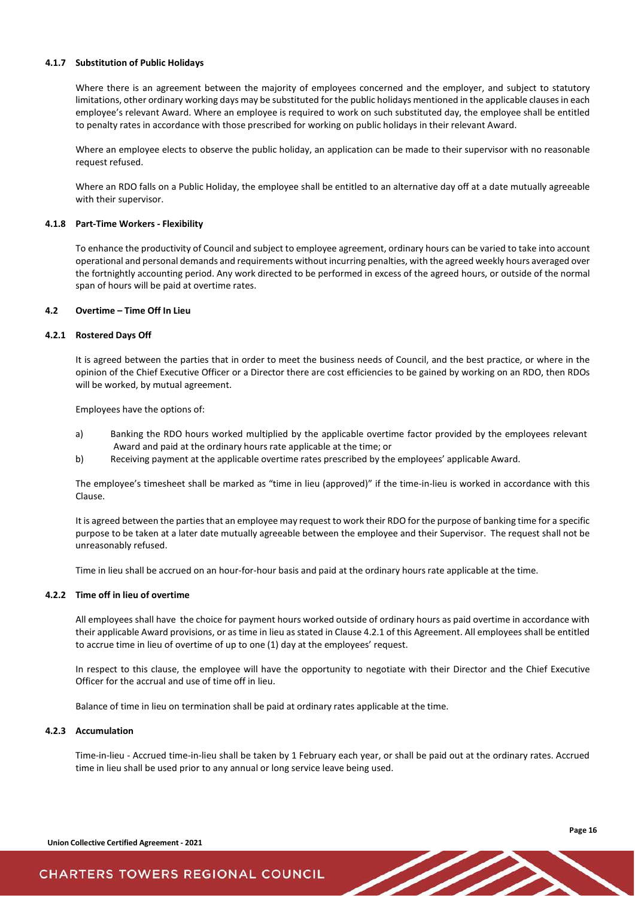#### 4.1.7 Substitution of Public Holidays

Where there is an agreement between the majority of employees concerned and the employer, and subject to statutory limitations, other ordinary working days may be substituted for the public holidays mentioned in the applicable clauses in each employee's relevant Award. Where an employee is required to work on such substituted day, the employee shall be entitled to penalty rates in accordance with those prescribed for working on public holidays in their relevant Award.

Where an employee elects to observe the public holiday, an application can be made to their supervisor with no reasonable request refused.

Where an RDO falls on a Public Holiday, the employee shall be entitled to an alternative day off at a date mutually agreeable with their supervisor.

#### 4.1.8 Part-Time Workers - Flexibility

To enhance the productivity of Council and subject to employee agreement, ordinary hours can be varied to take into account operational and personal demands and requirements without incurring penalties, with the agreed weekly hours averaged over the fortnightly accounting period. Any work directed to be performed in excess of the agreed hours, or outside of the normal span of hours will be paid at overtime rates.

### 4.2 Overtime – Time Off In Lieu

#### 4.2.1 Rostered Days Off

It is agreed between the parties that in order to meet the business needs of Council, and the best practice, or where in the opinion of the Chief Executive Officer or a Director there are cost efficiencies to be gained by working on an RDO, then RDOs will be worked, by mutual agreement.

Employees have the options of:

a) Banking the RDO hours worked multiplied by the applicable overtime factor provided by the employees relevant Award and paid at the ordinary hours rate applicable at the time; or
b) Receiving payment at the applicable overtime rates prescribed by the employees' applicable Award.

The employee's timesheet shall be marked as "time in lieu (approved)" if the time-in-lieu is worked in accordance with this Clause.

It is agreed between the parties that an employee may request to work their RDO for the purpose of banking time for a specific purpose to be taken at a later date mutually agreeable between the employee and their Supervisor. The request shall not be unreasonably refused.

Time in lieu shall be accrued on an hour-for-hour basis and paid at the ordinary hours rate applicable at the time.

#### 4.2.2 Time off in lieu of overtime

All employees shall have the choice for payment hours worked outside of ordinary hours as paid overtime in accordance with their applicable Award provisions, or as time in lieu as stated in Clause 4.2.1 of this Agreement. All employees shall be entitled to accrue time in lieu of overtime of up to one (1) day at the employees' request.

In respect to this clause, the employee will have the opportunity to negotiate with their Director and the Chief Executive Officer for the accrual and use of time off in lieu.

Balance of time in lieu on termination shall be paid at ordinary rates applicable at the time.

#### 4.2.3 Accumulation

Time-in-lieu - Accrued time-in-lieu shall be taken by 1 February each year, or shall be paid out at the ordinary rates. Accrued time in lieu shall be used prior to any annual or long service leave being used.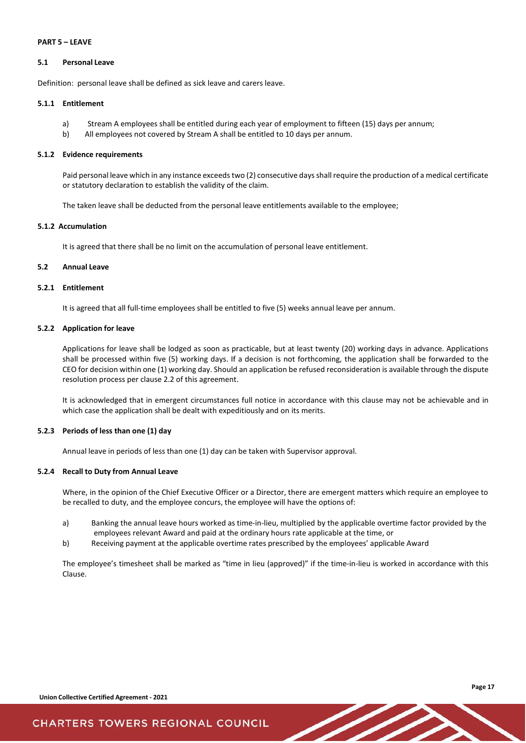## PART 5 – LEAVE

### 5.1 Personal Leave

Definition: personal leave shall be defined as sick leave and carers leave.

#### 5.1.1 Entitlement

a) Stream A employees shall be entitled during each year of employment to fifteen (15) days per annum;

b) All employees not covered by Stream A shall be entitled to 10 days per annum.

#### 5.1.2 Evidence requirements

Paid personal leave which in any instance exceeds two (2) consecutive days shall require the production of a medical certificate or statutory declaration to establish the validity of the claim.

The taken leave shall be deducted from the personal leave entitlements available to the employee;

#### 5.1.2 Accumulation

It is agreed that there shall be no limit on the accumulation of personal leave entitlement.

### 5.2 Annual Leave

#### 5.2.1 Entitlement

It is agreed that all full-time employees shall be entitled to five (5) weeks annual leave per annum.

#### 5.2.2 Application for leave

Applications for leave shall be lodged as soon as practicable, but at least twenty (20) working days in advance. Applications shall be processed within five (5) working days. If a decision is not forthcoming, the application shall be forwarded to the CEO for decision within one (1) working day. Should an application be refused reconsideration is available through the dispute resolution process per clause 2.2 of this agreement.

It is acknowledged that in emergent circumstances full notice in accordance with this clause may not be achievable and in which case the application shall be dealt with expeditiously and on its merits.

#### 5.2.3 Periods of less than one (1) day

Annual leave in periods of less than one (1) day can be taken with Supervisor approval.

#### 5.2.4 Recall to Duty from Annual Leave

Where, in the opinion of the Chief Executive Officer or a Director, there are emergent matters which require an employee to be recalled to duty, and the employee concurs, the employee will have the options of:

a) Banking the annual leave hours worked as time-in-lieu, multiplied by the applicable overtime factor provided by the employees relevant Award and paid at the ordinary hours rate applicable at the time, or

b) Receiving payment at the applicable overtime rates prescribed by the employees' applicable Award

The employee's timesheet shall be marked as "time in lieu (approved)" if the time-in-lieu is worked in accordance with this Clause.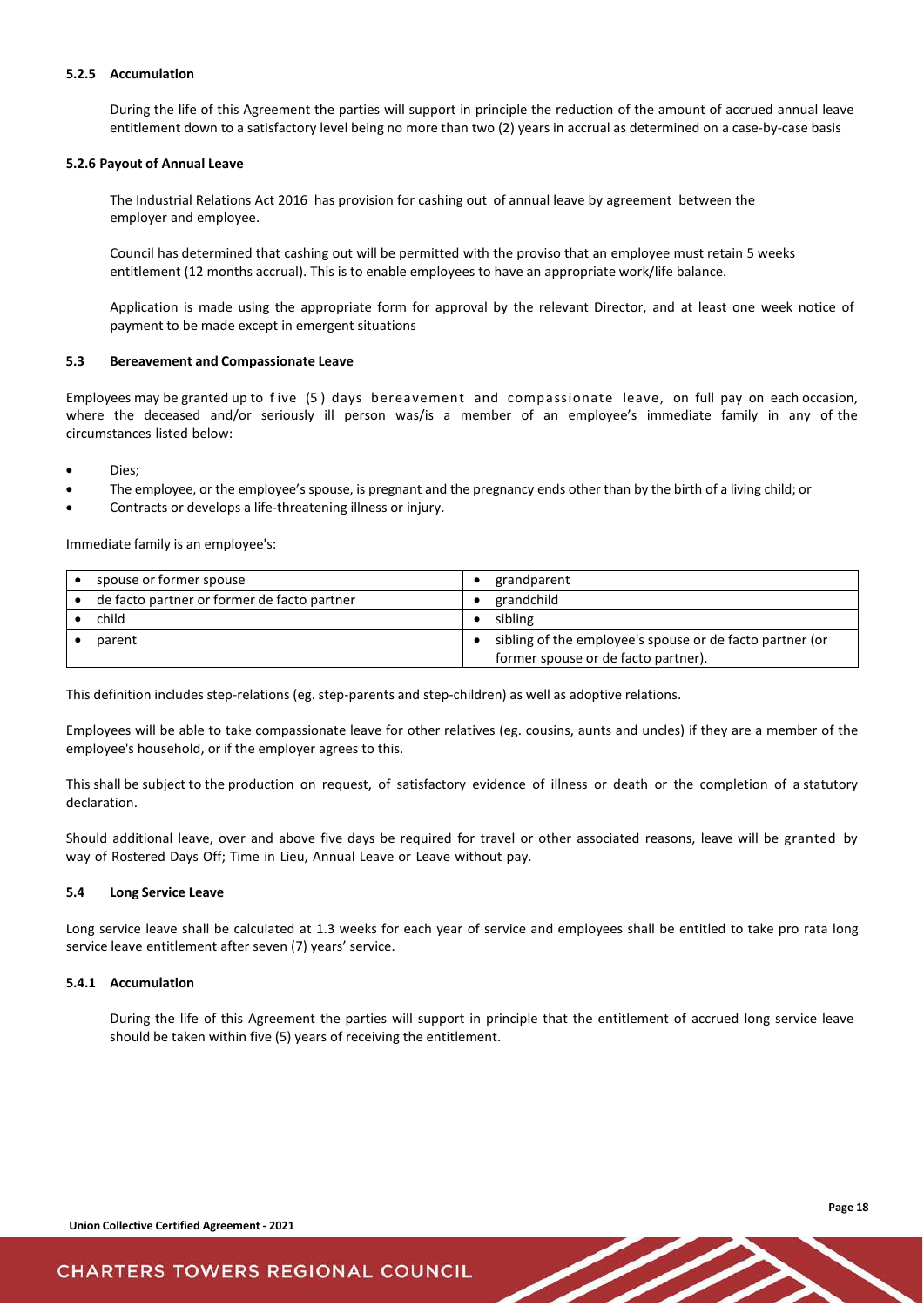#### 5.2.5 Accumulation

During the life of this Agreement the parties will support in principle the reduction of the amount of accrued annual leave entitlement down to a satisfactory level being no more than two (2) years in accrual as determined on a case-by-case basis

#### 5.2.6 Payout of Annual Leave

The Industrial Relations Act 2016 has provision for cashing out of annual leave by agreement between the employer and employee.

Council has determined that cashing out will be permitted with the proviso that an employee must retain 5 weeks entitlement (12 months accrual). This is to enable employees to have an appropriate work/life balance.

Application is made using the appropriate form for approval by the relevant Director, and at least one week notice of payment to be made except in emergent situations

### 5.3 Bereavement and Compassionate Leave

Employees may be granted up to five (5) days bereavement and compassionate leave, on full pay on each occasion, where the deceased and/or seriously ill person was/is a member of an employee's immediate family in any of the circumstances listed below:

- Dies;
- The employee, or the employee's spouse, is pregnant and the pregnancy ends other than by the birth of a living child; or
- Contracts or develops a life-threatening illness or injury.

Immediate family is an employee's:

| | |
|---|---|
| • spouse or former spouse | • grandparent |
| • de facto partner or former de facto partner | • grandchild |
| • child | • sibling |
| • parent | • sibling of the employee's spouse or de facto partner (or former spouse or de facto partner). |

This definition includes step-relations (eg. step-parents and step-children) as well as adoptive relations.

Employees will be able to take compassionate leave for other relatives (eg. cousins, aunts and uncles) if they are a member of the employee's household, or if the employer agrees to this.

This shall be subject to the production on request, of satisfactory evidence of illness or death or the completion of a statutory declaration.

Should additional leave, over and above five days be required for travel or other associated reasons, leave will be granted by way of Rostered Days Off; Time in Lieu, Annual Leave or Leave without pay.

### 5.4 Long Service Leave

Long service leave shall be calculated at 1.3 weeks for each year of service and employees shall be entitled to take pro rata long service leave entitlement after seven (7) years' service.

#### 5.4.1 Accumulation

During the life of this Agreement the parties will support in principle that the entitlement of accrued long service leave should be taken within five (5) years of receiving the entitlement.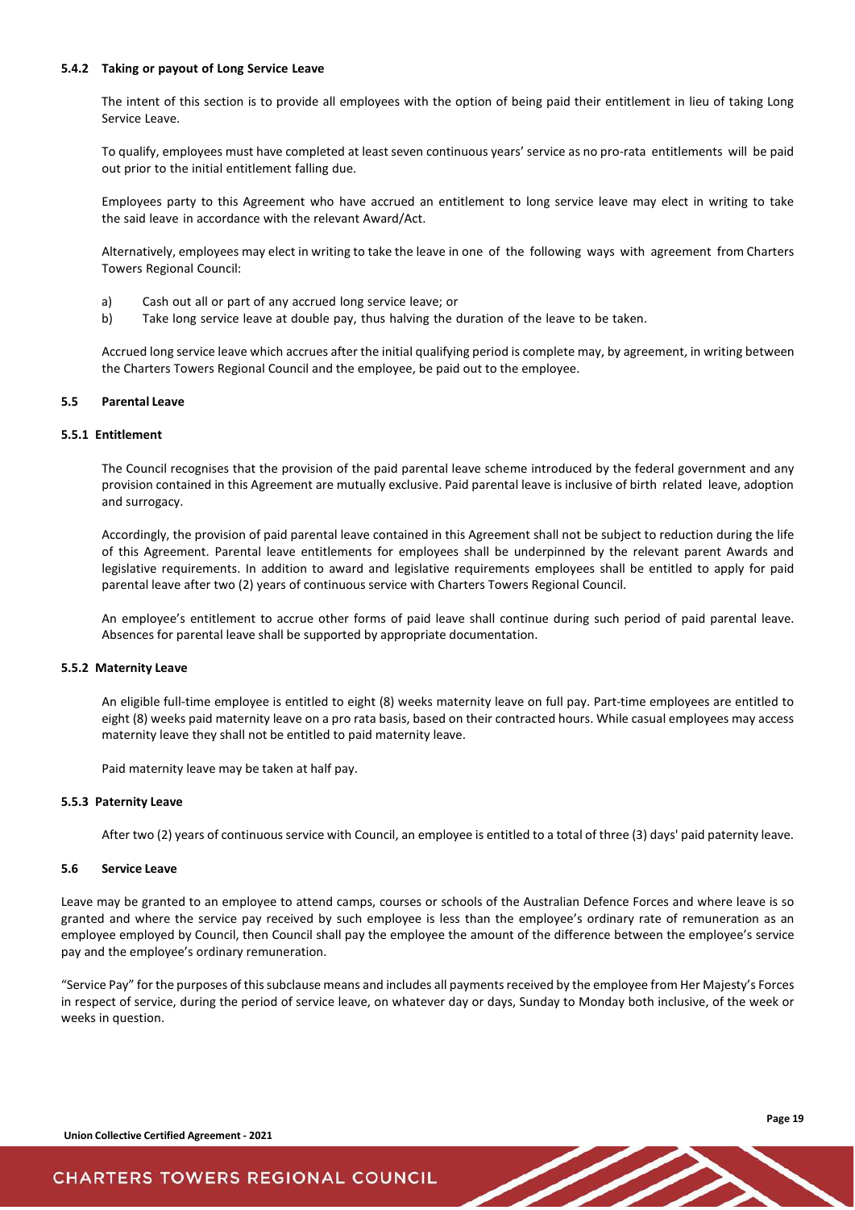#### 5.4.2 Taking or payout of Long Service Leave

The intent of this section is to provide all employees with the option of being paid their entitlement in lieu of taking Long Service Leave.

To qualify, employees must have completed at least seven continuous years' service as no pro-rata entitlements will be paid out prior to the initial entitlement falling due.

Employees party to this Agreement who have accrued an entitlement to long service leave may elect in writing to take the said leave in accordance with the relevant Award/Act.

Alternatively, employees may elect in writing to take the leave in one of the following ways with agreement from Charters Towers Regional Council:

a) Cash out all or part of any accrued long service leave; or
b) Take long service leave at double pay, thus halving the duration of the leave to be taken.

Accrued long service leave which accrues after the initial qualifying period is complete may, by agreement, in writing between the Charters Towers Regional Council and the employee, be paid out to the employee.

### 5.5 Parental Leave

#### 5.5.1 Entitlement

The Council recognises that the provision of the paid parental leave scheme introduced by the federal government and any provision contained in this Agreement are mutually exclusive. Paid parental leave is inclusive of birth related leave, adoption and surrogacy.

Accordingly, the provision of paid parental leave contained in this Agreement shall not be subject to reduction during the life of this Agreement. Parental leave entitlements for employees shall be underpinned by the relevant parent Awards and legislative requirements. In addition to award and legislative requirements employees shall be entitled to apply for paid parental leave after two (2) years of continuous service with Charters Towers Regional Council.

An employee's entitlement to accrue other forms of paid leave shall continue during such period of paid parental leave. Absences for parental leave shall be supported by appropriate documentation.

#### 5.5.2 Maternity Leave

An eligible full-time employee is entitled to eight (8) weeks maternity leave on full pay. Part-time employees are entitled to eight (8) weeks paid maternity leave on a pro rata basis, based on their contracted hours. While casual employees may access maternity leave they shall not be entitled to paid maternity leave.

Paid maternity leave may be taken at half pay.

#### 5.5.3 Paternity Leave

After two (2) years of continuous service with Council, an employee is entitled to a total of three (3) days' paid paternity leave.

### 5.6 Service Leave

Leave may be granted to an employee to attend camps, courses or schools of the Australian Defence Forces and where leave is so granted and where the service pay received by such employee is less than the employee's ordinary rate of remuneration as an employee employed by Council, then Council shall pay the employee the amount of the difference between the employee's service pay and the employee's ordinary remuneration.

"Service Pay" for the purposes of this subclause means and includes all payments received by the employee from Her Majesty's Forces in respect of service, during the period of service leave, on whatever day or days, Sunday to Monday both inclusive, of the week or weeks in question.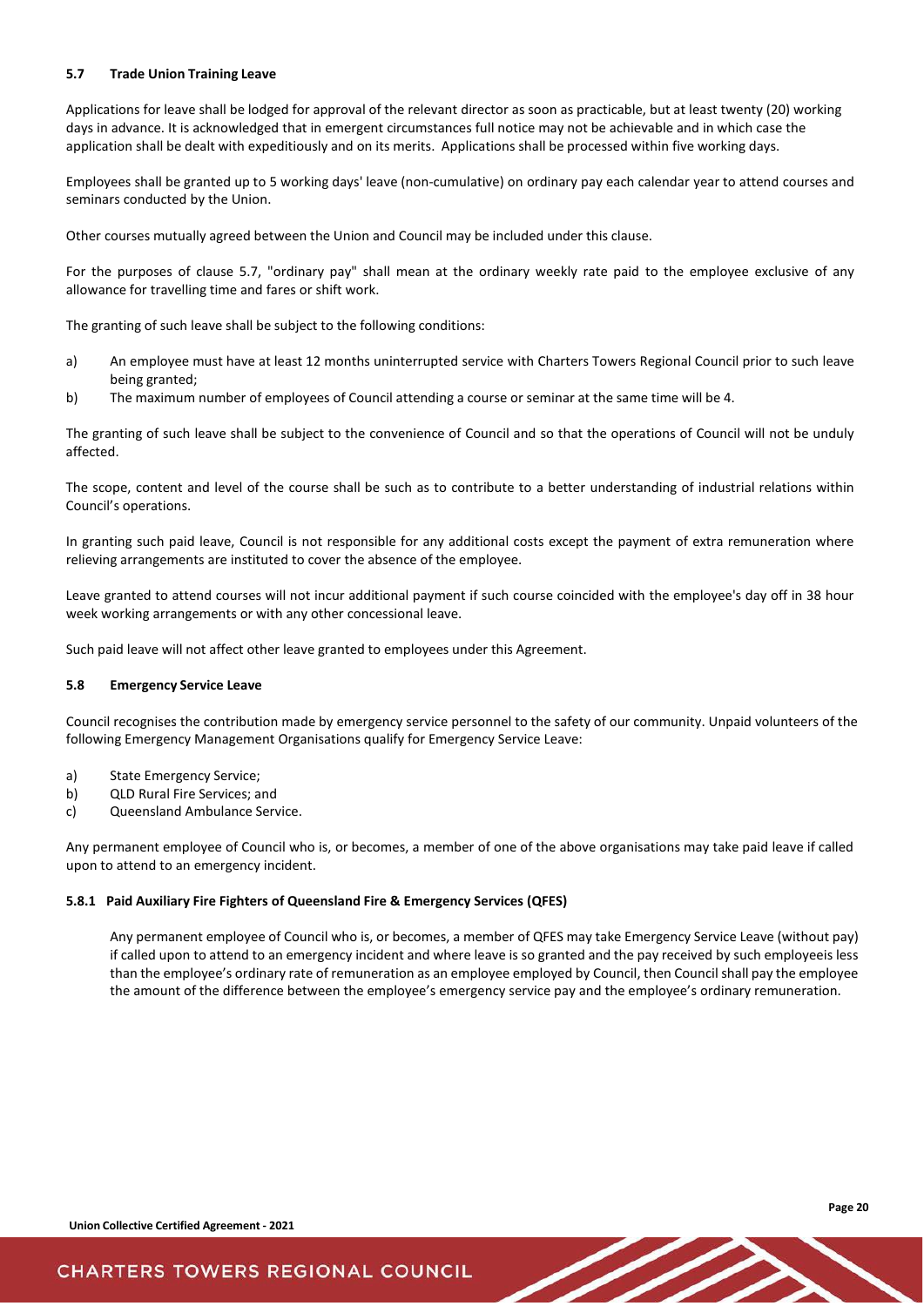### 5.7 Trade Union Training Leave

Applications for leave shall be lodged for approval of the relevant director as soon as practicable, but at least twenty (20) working days in advance. It is acknowledged that in emergent circumstances full notice may not be achievable and in which case the application shall be dealt with expeditiously and on its merits. Applications shall be processed within five working days.

Employees shall be granted up to 5 working days' leave (non-cumulative) on ordinary pay each calendar year to attend courses and seminars conducted by the Union.

Other courses mutually agreed between the Union and Council may be included under this clause.

For the purposes of clause 5.7, "ordinary pay" shall mean at the ordinary weekly rate paid to the employee exclusive of any allowance for travelling time and fares or shift work.

The granting of such leave shall be subject to the following conditions:

a) An employee must have at least 12 months uninterrupted service with Charters Towers Regional Council prior to such leave being granted;
b) The maximum number of employees of Council attending a course or seminar at the same time will be 4.

The granting of such leave shall be subject to the convenience of Council and so that the operations of Council will not be unduly affected.

The scope, content and level of the course shall be such as to contribute to a better understanding of industrial relations within Council's operations.

In granting such paid leave, Council is not responsible for any additional costs except the payment of extra remuneration where relieving arrangements are instituted to cover the absence of the employee.

Leave granted to attend courses will not incur additional payment if such course coincided with the employee's day off in 38 hour week working arrangements or with any other concessional leave.

Such paid leave will not affect other leave granted to employees under this Agreement.

### 5.8 Emergency Service Leave

Council recognises the contribution made by emergency service personnel to the safety of our community. Unpaid volunteers of the following Emergency Management Organisations qualify for Emergency Service Leave:

a) State Emergency Service;
b) QLD Rural Fire Services; and
c) Queensland Ambulance Service.

Any permanent employee of Council who is, or becomes, a member of one of the above organisations may take paid leave if called upon to attend to an emergency incident.

#### 5.8.1 Paid Auxiliary Fire Fighters of Queensland Fire & Emergency Services (QFES)

Any permanent employee of Council who is, or becomes, a member of QFES may take Emergency Service Leave (without pay) if called upon to attend to an emergency incident and where leave is so granted and the pay received by such employeeis less than the employee's ordinary rate of remuneration as an employee employed by Council, then Council shall pay the employee the amount of the difference between the employee's emergency service pay and the employee's ordinary remuneration.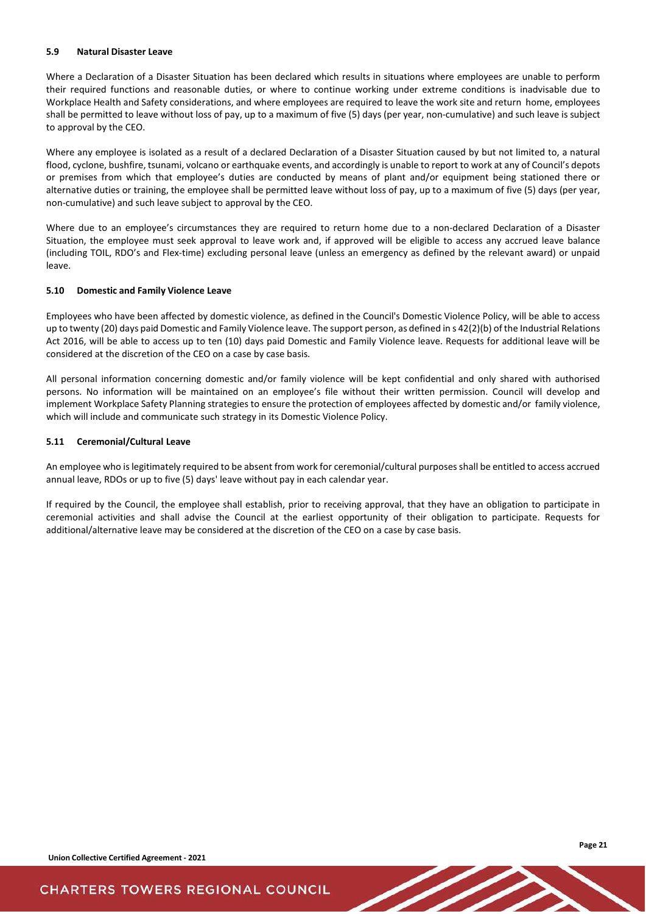### 5.9 Natural Disaster Leave

Where a Declaration of a Disaster Situation has been declared which results in situations where employees are unable to perform their required functions and reasonable duties, or where to continue working under extreme conditions is inadvisable due to Workplace Health and Safety considerations, and where employees are required to leave the work site and return home, employees shall be permitted to leave without loss of pay, up to a maximum of five (5) days (per year, non-cumulative) and such leave is subject to approval by the CEO.

Where any employee is isolated as a result of a declared Declaration of a Disaster Situation caused by but not limited to, a natural flood, cyclone, bushfire, tsunami, volcano or earthquake events, and accordingly is unable to report to work at any of Council's depots or premises from which that employee's duties are conducted by means of plant and/or equipment being stationed there or alternative duties or training, the employee shall be permitted leave without loss of pay, up to a maximum of five (5) days (per year, non-cumulative) and such leave subject to approval by the CEO.

Where due to an employee's circumstances they are required to return home due to a non-declared Declaration of a Disaster Situation, the employee must seek approval to leave work and, if approved will be eligible to access any accrued leave balance (including TOIL, RDO's and Flex-time) excluding personal leave (unless an emergency as defined by the relevant award) or unpaid leave.

### 5.10 Domestic and Family Violence Leave

Employees who have been affected by domestic violence, as defined in the Council's Domestic Violence Policy, will be able to access up to twenty (20) days paid Domestic and Family Violence leave. The support person, as defined in s 42(2)(b) of the Industrial Relations Act 2016, will be able to access up to ten (10) days paid Domestic and Family Violence leave. Requests for additional leave will be considered at the discretion of the CEO on a case by case basis.

All personal information concerning domestic and/or family violence will be kept confidential and only shared with authorised persons. No information will be maintained on an employee's file without their written permission. Council will develop and implement Workplace Safety Planning strategies to ensure the protection of employees affected by domestic and/or family violence, which will include and communicate such strategy in its Domestic Violence Policy.

### 5.11 Ceremonial/Cultural Leave

An employee who is legitimately required to be absent from work for ceremonial/cultural purposes shall be entitled to access accrued annual leave, RDOs or up to five (5) days' leave without pay in each calendar year.

If required by the Council, the employee shall establish, prior to receiving approval, that they have an obligation to participate in ceremonial activities and shall advise the Council at the earliest opportunity of their obligation to participate. Requests for additional/alternative leave may be considered at the discretion of the CEO on a case by case basis.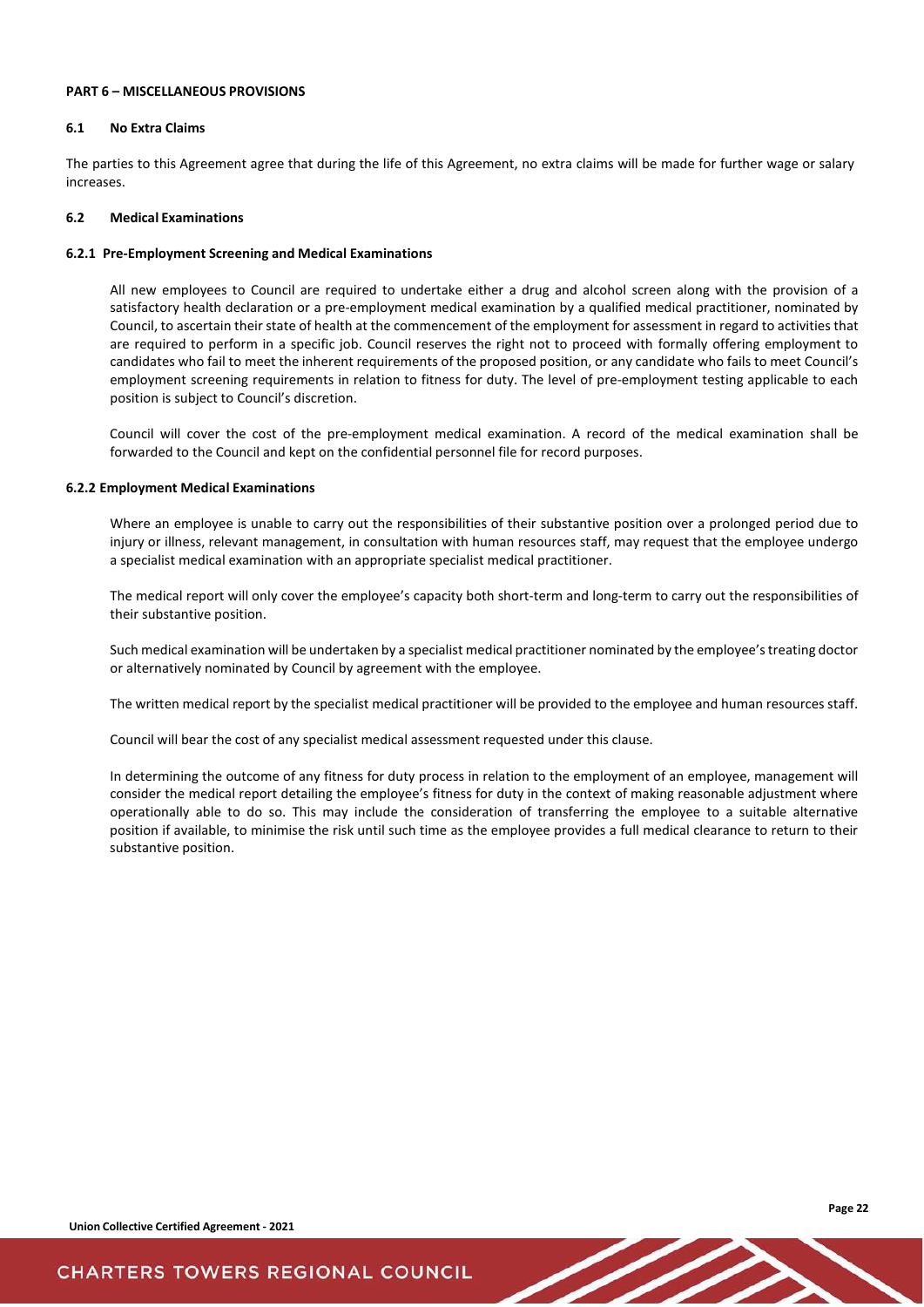## PART 6 – MISCELLANEOUS PROVISIONS

### 6.1 No Extra Claims

The parties to this Agreement agree that during the life of this Agreement, no extra claims will be made for further wage or salary increases.

### 6.2 Medical Examinations

#### 6.2.1 Pre-Employment Screening and Medical Examinations

All new employees to Council are required to undertake either a drug and alcohol screen along with the provision of a satisfactory health declaration or a pre-employment medical examination by a qualified medical practitioner, nominated by Council, to ascertain their state of health at the commencement of the employment for assessment in regard to activities that are required to perform in a specific job. Council reserves the right not to proceed with formally offering employment to candidates who fail to meet the inherent requirements of the proposed position, or any candidate who fails to meet Council's employment screening requirements in relation to fitness for duty. The level of pre-employment testing applicable to each position is subject to Council's discretion.

Council will cover the cost of the pre-employment medical examination. A record of the medical examination shall be forwarded to the Council and kept on the confidential personnel file for record purposes.

#### 6.2.2 Employment Medical Examinations

Where an employee is unable to carry out the responsibilities of their substantive position over a prolonged period due to injury or illness, relevant management, in consultation with human resources staff, may request that the employee undergo a specialist medical examination with an appropriate specialist medical practitioner.

The medical report will only cover the employee's capacity both short-term and long-term to carry out the responsibilities of their substantive position.

Such medical examination will be undertaken by a specialist medical practitioner nominated by the employee's treating doctor or alternatively nominated by Council by agreement with the employee.

The written medical report by the specialist medical practitioner will be provided to the employee and human resources staff.

Council will bear the cost of any specialist medical assessment requested under this clause.

In determining the outcome of any fitness for duty process in relation to the employment of an employee, management will consider the medical report detailing the employee's fitness for duty in the context of making reasonable adjustment where operationally able to do so. This may include the consideration of transferring the employee to a suitable alternative position if available, to minimise the risk until such time as the employee provides a full medical clearance to return to their substantive position.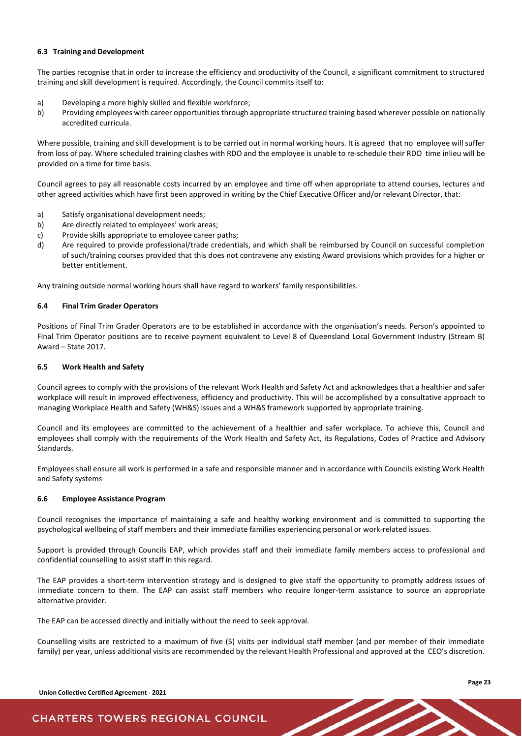### 6.3 Training and Development

The parties recognise that in order to increase the efficiency and productivity of the Council, a significant commitment to structured training and skill development is required. Accordingly, the Council commits itself to:

a) Developing a more highly skilled and flexible workforce;
b) Providing employees with career opportunities through appropriate structured training based wherever possible on nationally accredited curricula.

Where possible, training and skill development is to be carried out in normal working hours. It is agreed that no employee will suffer from loss of pay. Where scheduled training clashes with RDO and the employee is unable to re-schedule their RDO time inlieu will be provided on a time for time basis.

Council agrees to pay all reasonable costs incurred by an employee and time off when appropriate to attend courses, lectures and other agreed activities which have first been approved in writing by the Chief Executive Officer and/or relevant Director, that:

a) Satisfy organisational development needs;
b) Are directly related to employees' work areas;
c) Provide skills appropriate to employee career paths;
d) Are required to provide professional/trade credentials, and which shall be reimbursed by Council on successful completion of such/training courses provided that this does not contravene any existing Award provisions which provides for a higher or better entitlement.

Any training outside normal working hours shall have regard to workers' family responsibilities.

### 6.4 Final Trim Grader Operators

Positions of Final Trim Grader Operators are to be established in accordance with the organisation's needs. Person's appointed to Final Trim Operator positions are to receive payment equivalent to Level 8 of Queensland Local Government Industry (Stream B) Award – State 2017.

### 6.5 Work Health and Safety

Council agrees to comply with the provisions of the relevant Work Health and Safety Act and acknowledges that a healthier and safer workplace will result in improved effectiveness, efficiency and productivity. This will be accomplished by a consultative approach to managing Workplace Health and Safety (WH&S) issues and a WH&S framework supported by appropriate training.

Council and its employees are committed to the achievement of a healthier and safer workplace. To achieve this, Council and employees shall comply with the requirements of the Work Health and Safety Act, its Regulations, Codes of Practice and Advisory Standards.

Employees shall ensure all work is performed in a safe and responsible manner and in accordance with Councils existing Work Health and Safety systems

### 6.6 Employee Assistance Program

Council recognises the importance of maintaining a safe and healthy working environment and is committed to supporting the psychological wellbeing of staff members and their immediate families experiencing personal or work-related issues.

Support is provided through Councils EAP, which provides staff and their immediate family members access to professional and confidential counselling to assist staff in this regard.

The EAP provides a short-term intervention strategy and is designed to give staff the opportunity to promptly address issues of immediate concern to them. The EAP can assist staff members who require longer-term assistance to source an appropriate alternative provider.

The EAP can be accessed directly and initially without the need to seek approval.

Counselling visits are restricted to a maximum of five (5) visits per individual staff member (and per member of their immediate family) per year, unless additional visits are recommended by the relevant Health Professional and approved at the CEO's discretion.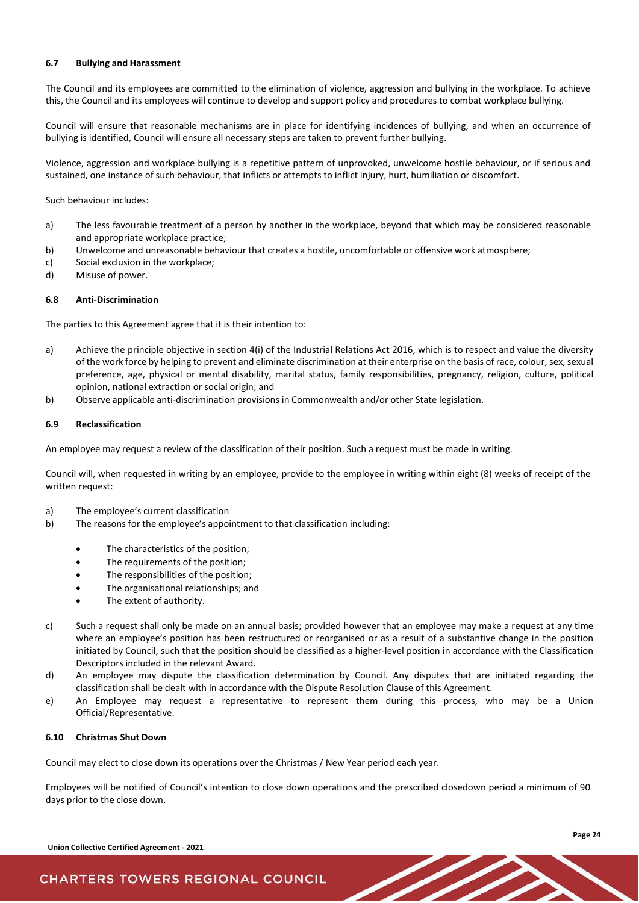### 6.7 Bullying and Harassment

The Council and its employees are committed to the elimination of violence, aggression and bullying in the workplace. To achieve this, the Council and its employees will continue to develop and support policy and procedures to combat workplace bullying.

Council will ensure that reasonable mechanisms are in place for identifying incidences of bullying, and when an occurrence of bullying is identified, Council will ensure all necessary steps are taken to prevent further bullying.

Violence, aggression and workplace bullying is a repetitive pattern of unprovoked, unwelcome hostile behaviour, or if serious and sustained, one instance of such behaviour, that inflicts or attempts to inflict injury, hurt, humiliation or discomfort.

Such behaviour includes:

a) The less favourable treatment of a person by another in the workplace, beyond that which may be considered reasonable and appropriate workplace practice;
b) Unwelcome and unreasonable behaviour that creates a hostile, uncomfortable or offensive work atmosphere;
c) Social exclusion in the workplace;
d) Misuse of power.

### 6.8 Anti-Discrimination

The parties to this Agreement agree that it is their intention to:

a) Achieve the principle objective in section 4(i) of the Industrial Relations Act 2016, which is to respect and value the diversity of the work force by helping to prevent and eliminate discrimination at their enterprise on the basis of race, colour, sex, sexual preference, age, physical or mental disability, marital status, family responsibilities, pregnancy, religion, culture, political opinion, national extraction or social origin; and
b) Observe applicable anti-discrimination provisions in Commonwealth and/or other State legislation.

### 6.9 Reclassification

An employee may request a review of the classification of their position. Such a request must be made in writing.

Council will, when requested in writing by an employee, provide to the employee in writing within eight (8) weeks of receipt of the written request:

a) The employee's current classification
b) The reasons for the employee's appointment to that classification including:
   - The characteristics of the position;
   - The requirements of the position;
   - The responsibilities of the position;
   - The organisational relationships; and
   - The extent of authority.
c) Such a request shall only be made on an annual basis; provided however that an employee may make a request at any time where an employee's position has been restructured or reorganised or as a result of a substantive change in the position initiated by Council, such that the position should be classified as a higher-level position in accordance with the Classification Descriptors included in the relevant Award.
d) An employee may dispute the classification determination by Council. Any disputes that are initiated regarding the classification shall be dealt with in accordance with the Dispute Resolution Clause of this Agreement.
e) An Employee may request a representative to represent them during this process, who may be a Union Official/Representative.

### 6.10 Christmas Shut Down

Council may elect to close down its operations over the Christmas / New Year period each year.

Employees will be notified of Council's intention to close down operations and the prescribed closedown period a minimum of 90 days prior to the close down.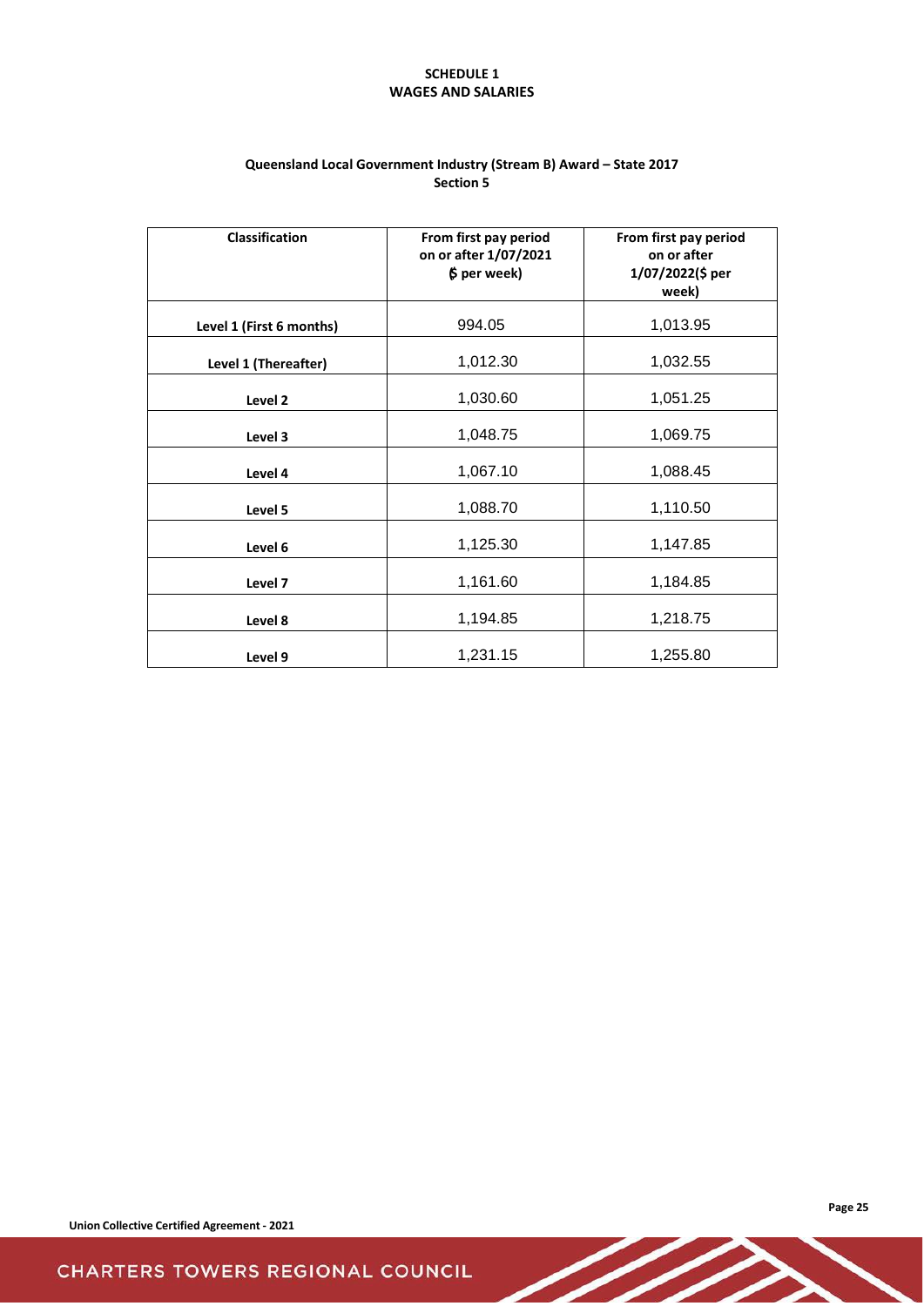# SCHEDULE 1
# WAGES AND SALARIES

### Queensland Local Government Industry (Stream B) Award – State 2017
### Section 5

| Classification | From first pay period on or after 1/07/2021 ($ per week) | From first pay period on or after 1/07/2022($ per week) |
|---|---|---|
| Level 1 (First 6 months) | 994.05 | 1,013.95 |
| Level 1 (Thereafter) | 1,012.30 | 1,032.55 |
| Level 2 | 1,030.60 | 1,051.25 |
| Level 3 | 1,048.75 | 1,069.75 |
| Level 4 | 1,067.10 | 1,088.45 |
| Level 5 | 1,088.70 | 1,110.50 |
| Level 6 | 1,125.30 | 1,147.85 |
| Level 7 | 1,161.60 | 1,184.85 |
| Level 8 | 1,194.85 | 1,218.75 |
| Level 9 | 1,231.15 | 1,255.80 |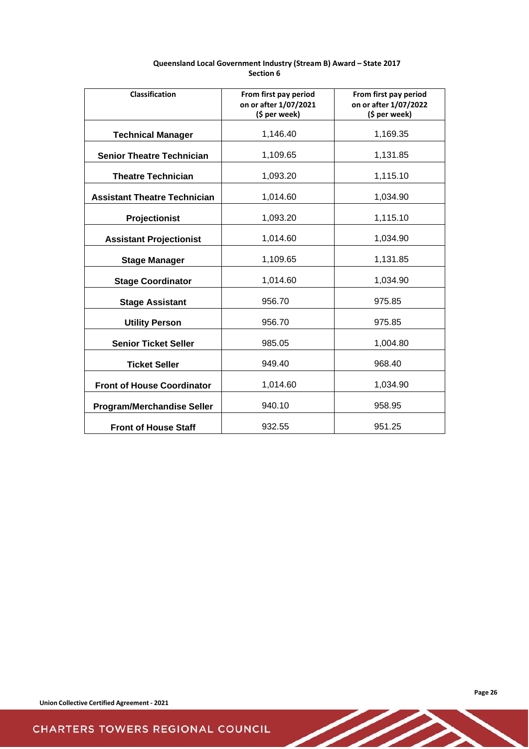**Queensland Local Government Industry (Stream B) Award – State 2017**
**Section 6**

| Classification | From first pay period on or after 1/07/2021 ($ per week) | From first pay period on or after 1/07/2022 ($ per week) |
|---|---|---|
| **Technical Manager** | 1,146.40 | 1,169.35 |
| **Senior Theatre Technician** | 1,109.65 | 1,131.85 |
| **Theatre Technician** | 1,093.20 | 1,115.10 |
| **Assistant Theatre Technician** | 1,014.60 | 1,034.90 |
| **Projectionist** | 1,093.20 | 1,115.10 |
| **Assistant Projectionist** | 1,014.60 | 1,034.90 |
| **Stage Manager** | 1,109.65 | 1,131.85 |
| **Stage Coordinator** | 1,014.60 | 1,034.90 |
| **Stage Assistant** | 956.70 | 975.85 |
| **Utility Person** | 956.70 | 975.85 |
| **Senior Ticket Seller** | 985.05 | 1,004.80 |
| **Ticket Seller** | 949.40 | 968.40 |
| **Front of House Coordinator** | 1,014.60 | 1,034.90 |
| **Program/Merchandise Seller** | 940.10 | 958.95 |
| **Front of House Staff** | 932.55 | 951.25 |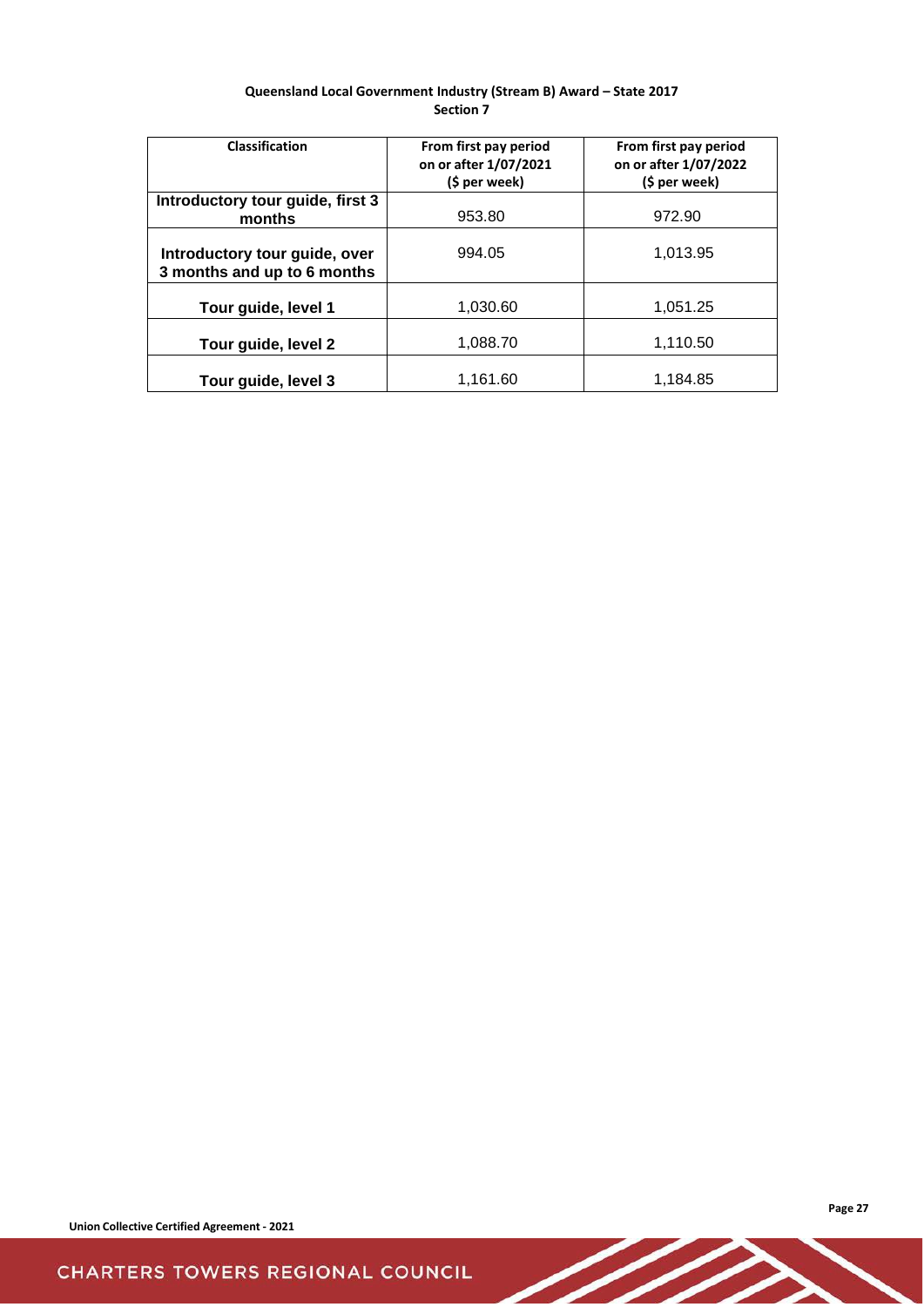**Queensland Local Government Industry (Stream B) Award – State 2017**
**Section 7**

| Classification | From first pay period on or after 1/07/2021 ($ per week) | From first pay period on or after 1/07/2022 ($ per week) |
|---|---|---|
| **Introductory tour guide, first 3 months** | 953.80 | 972.90 |
| **Introductory tour guide, over 3 months and up to 6 months** | 994.05 | 1,013.95 |
| **Tour guide, level 1** | 1,030.60 | 1,051.25 |
| **Tour guide, level 2** | 1,088.70 | 1,110.50 |
| **Tour guide, level 3** | 1,161.60 | 1,184.85 |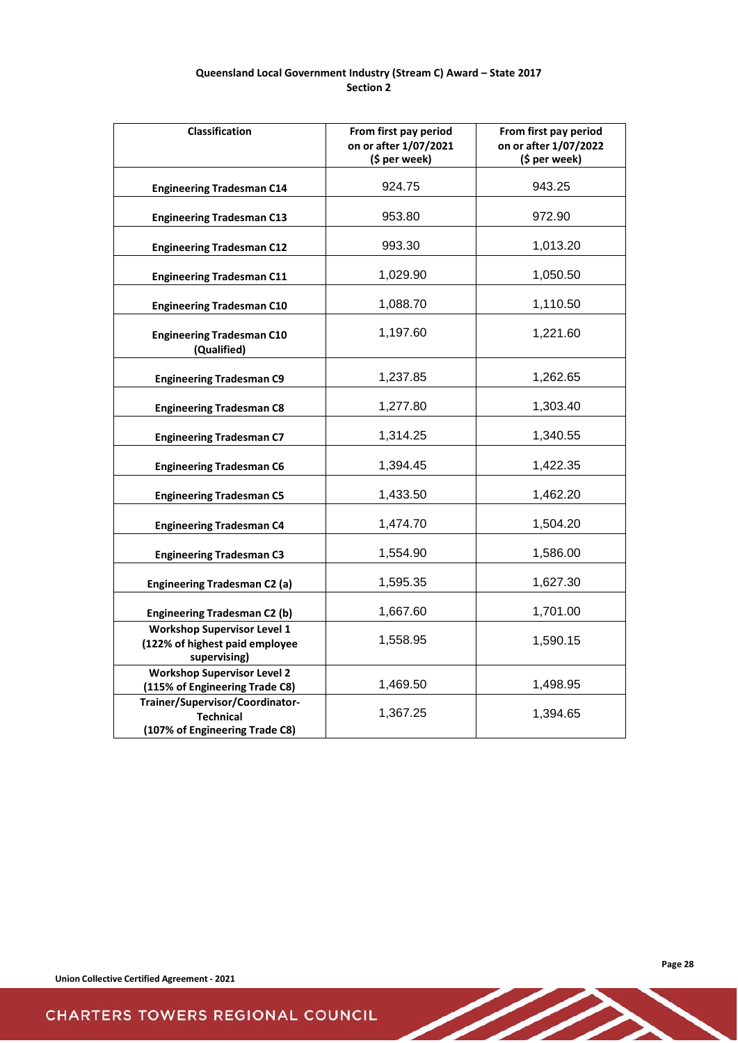**Queensland Local Government Industry (Stream C) Award – State 2017**
**Section 2**

| Classification | From first pay period on or after 1/07/2021 ($ per week) | From first pay period on or after 1/07/2022 ($ per week) |
|---|---|---|
| **Engineering Tradesman C14** | 924.75 | 943.25 |
| **Engineering Tradesman C13** | 953.80 | 972.90 |
| **Engineering Tradesman C12** | 993.30 | 1,013.20 |
| **Engineering Tradesman C11** | 1,029.90 | 1,050.50 |
| **Engineering Tradesman C10** | 1,088.70 | 1,110.50 |
| **Engineering Tradesman C10 (Qualified)** | 1,197.60 | 1,221.60 |
| **Engineering Tradesman C9** | 1,237.85 | 1,262.65 |
| **Engineering Tradesman C8** | 1,277.80 | 1,303.40 |
| **Engineering Tradesman C7** | 1,314.25 | 1,340.55 |
| **Engineering Tradesman C6** | 1,394.45 | 1,422.35 |
| **Engineering Tradesman C5** | 1,433.50 | 1,462.20 |
| **Engineering Tradesman C4** | 1,474.70 | 1,504.20 |
| **Engineering Tradesman C3** | 1,554.90 | 1,586.00 |
| **Engineering Tradesman C2 (a)** | 1,595.35 | 1,627.30 |
| **Engineering Tradesman C2 (b)** | 1,667.60 | 1,701.00 |
| **Workshop Supervisor Level 1 (122% of highest paid employee supervising)** | 1,558.95 | 1,590.15 |
| **Workshop Supervisor Level 2 (115% of Engineering Trade C8)** | 1,469.50 | 1,498.95 |
| **Trainer/Supervisor/Coordinator-Technical (107% of Engineering Trade C8)** | 1,367.25 | 1,394.65 |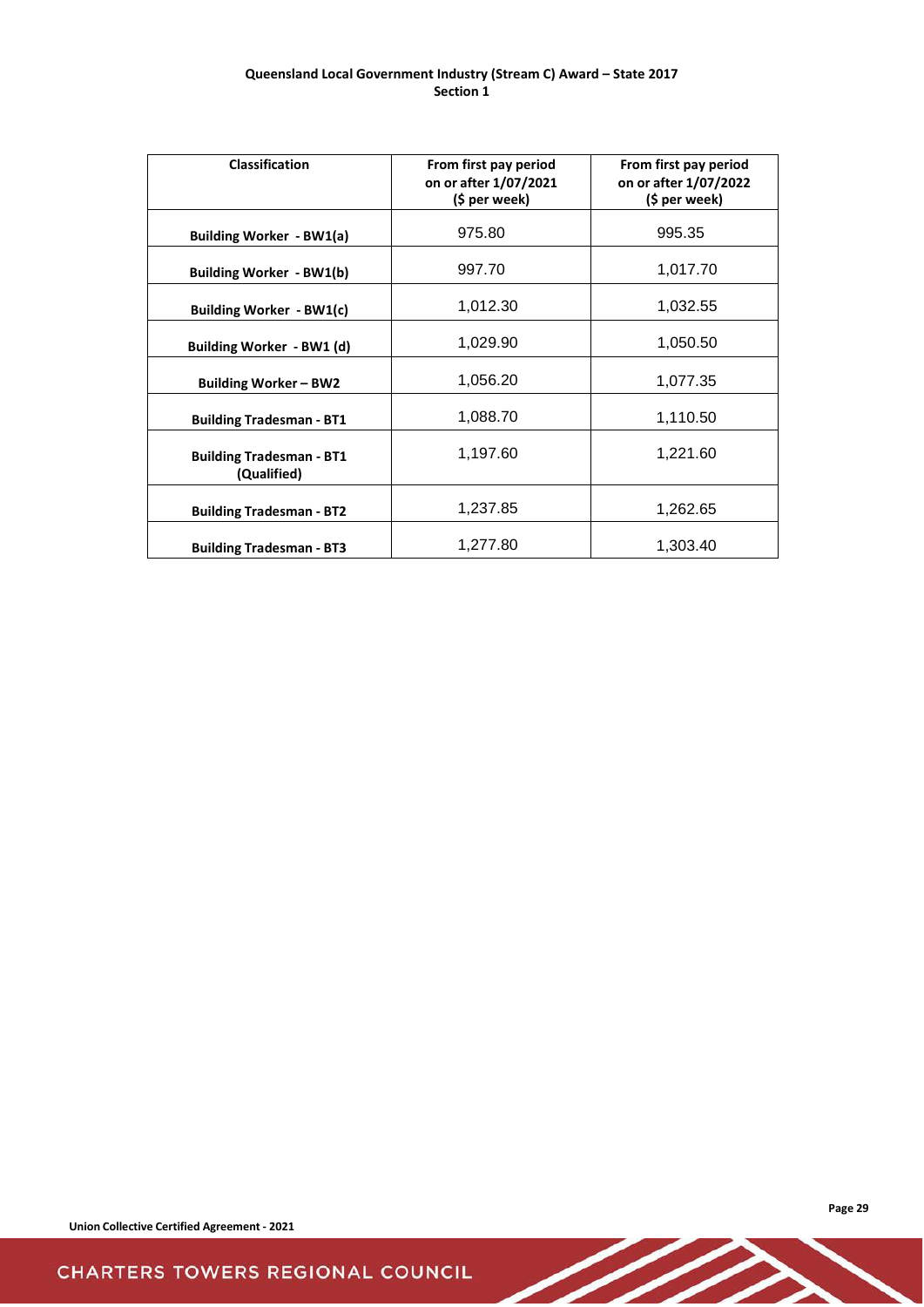**Queensland Local Government Industry (Stream C) Award – State 2017**
**Section 1**

| Classification | From first pay period on or after 1/07/2021 ($ per week) | From first pay period on or after 1/07/2022 ($ per week) |
|---|---|---|
| **Building Worker - BW1(a)** | 975.80 | 995.35 |
| **Building Worker - BW1(b)** | 997.70 | 1,017.70 |
| **Building Worker - BW1(c)** | 1,012.30 | 1,032.55 |
| **Building Worker - BW1 (d)** | 1,029.90 | 1,050.50 |
| **Building Worker – BW2** | 1,056.20 | 1,077.35 |
| **Building Tradesman - BT1** | 1,088.70 | 1,110.50 |
| **Building Tradesman - BT1 (Qualified)** | 1,197.60 | 1,221.60 |
| **Building Tradesman - BT2** | 1,237.85 | 1,262.65 |
| **Building Tradesman - BT3** | 1,277.80 | 1,303.40 |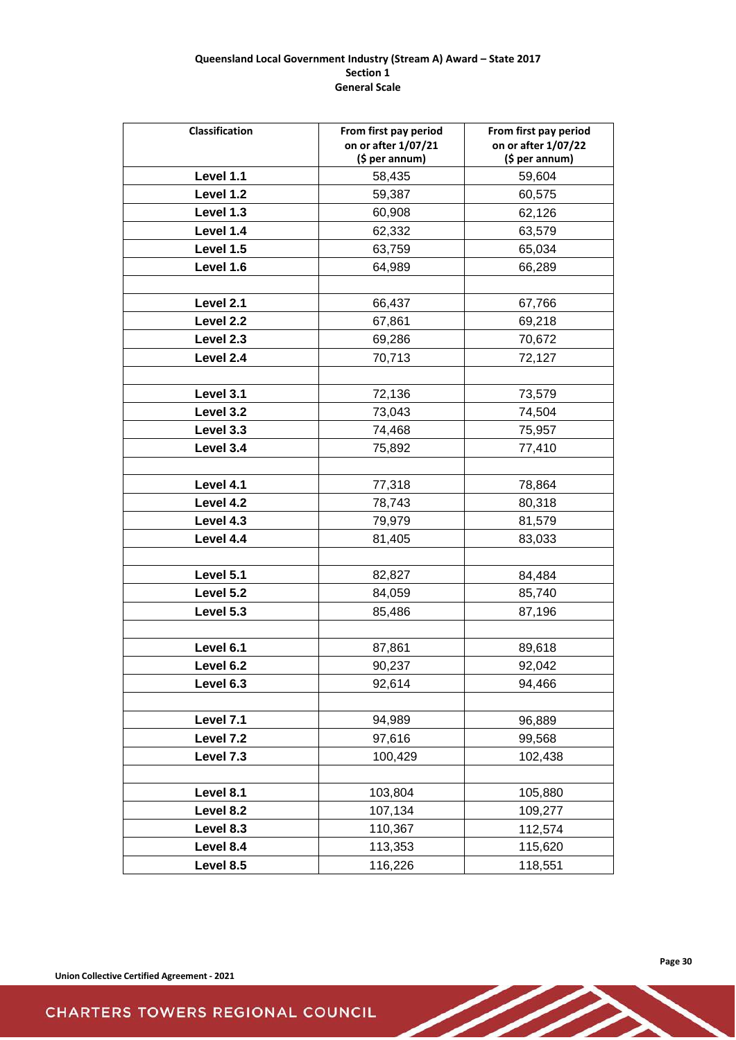**Queensland Local Government Industry (Stream A) Award – State 2017**
**Section 1**
**General Scale**

| Classification | From first pay period on or after 1/07/21 ($ per annum) | From first pay period on or after 1/07/22 ($ per annum) |
|---|---|---|
| **Level 1.1** | 58,435 | 59,604 |
| **Level 1.2** | 59,387 | 60,575 |
| **Level 1.3** | 60,908 | 62,126 |
| **Level 1.4** | 62,332 | 63,579 |
| **Level 1.5** | 63,759 | 65,034 |
| **Level 1.6** | 64,989 | 66,289 |
| | | |
| **Level 2.1** | 66,437 | 67,766 |
| **Level 2.2** | 67,861 | 69,218 |
| **Level 2.3** | 69,286 | 70,672 |
| **Level 2.4** | 70,713 | 72,127 |
| | | |
| **Level 3.1** | 72,136 | 73,579 |
| **Level 3.2** | 73,043 | 74,504 |
| **Level 3.3** | 74,468 | 75,957 |
| **Level 3.4** | 75,892 | 77,410 |
| | | |
| **Level 4.1** | 77,318 | 78,864 |
| **Level 4.2** | 78,743 | 80,318 |
| **Level 4.3** | 79,979 | 81,579 |
| **Level 4.4** | 81,405 | 83,033 |
| | | |
| **Level 5.1** | 82,827 | 84,484 |
| **Level 5.2** | 84,059 | 85,740 |
| **Level 5.3** | 85,486 | 87,196 |
| | | |
| **Level 6.1** | 87,861 | 89,618 |
| **Level 6.2** | 90,237 | 92,042 |
| **Level 6.3** | 92,614 | 94,466 |
| | | |
| **Level 7.1** | 94,989 | 96,889 |
| **Level 7.2** | 97,616 | 99,568 |
| **Level 7.3** | 100,429 | 102,438 |
| | | |
| **Level 8.1** | 103,804 | 105,880 |
| **Level 8.2** | 107,134 | 109,277 |
| **Level 8.3** | 110,367 | 112,574 |
| **Level 8.4** | 113,353 | 115,620 |
| **Level 8.5** | 116,226 | 118,551 |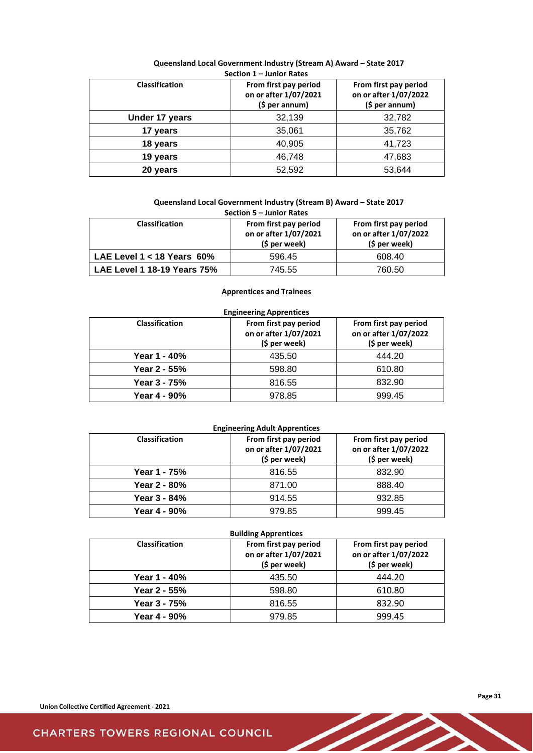**Queensland Local Government Industry (Stream A) Award – State 2017**

**Section 1 – Junior Rates**

| Classification | From first pay period on or after 1/07/2021 ($ per annum) | From first pay period on or after 1/07/2022 ($ per annum) |
|---|---|---|
| **Under 17 years** | 32,139 | 32,782 |
| **17 years** | 35,061 | 35,762 |
| **18 years** | 40,905 | 41,723 |
| **19 years** | 46,748 | 47,683 |
| **20 years** | 52,592 | 53,644 |

**Queensland Local Government Industry (Stream B) Award – State 2017**

**Section 5 – Junior Rates**

| Classification | From first pay period on or after 1/07/2021 ($ per week) | From first pay period on or after 1/07/2022 ($ per week) |
|---|---|---|
| **LAE Level 1 < 18 Years 60%** | 596.45 | 608.40 |
| **LAE Level 1 18-19 Years 75%** | 745.55 | 760.50 |

**Apprentices and Trainees**

**Engineering Apprentices**

| Classification | From first pay period on or after 1/07/2021 ($ per week) | From first pay period on or after 1/07/2022 ($ per week) |
|---|---|---|
| **Year 1 - 40%** | 435.50 | 444.20 |
| **Year 2 - 55%** | 598.80 | 610.80 |
| **Year 3 - 75%** | 816.55 | 832.90 |
| **Year 4 - 90%** | 978.85 | 999.45 |

**Engineering Adult Apprentices**

| Classification | From first pay period on or after 1/07/2021 ($ per week) | From first pay period on or after 1/07/2022 ($ per week) |
|---|---|---|
| **Year 1 - 75%** | 816.55 | 832.90 |
| **Year 2 - 80%** | 871.00 | 888.40 |
| **Year 3 - 84%** | 914.55 | 932.85 |
| **Year 4 - 90%** | 979.85 | 999.45 |

**Building Apprentices**

| Classification | From first pay period on or after 1/07/2021 ($ per week) | From first pay period on or after 1/07/2022 ($ per week) |
|---|---|---|
| **Year 1 - 40%** | 435.50 | 444.20 |
| **Year 2 - 55%** | 598.80 | 610.80 |
| **Year 3 - 75%** | 816.55 | 832.90 |
| **Year 4 - 90%** | 979.85 | 999.45 |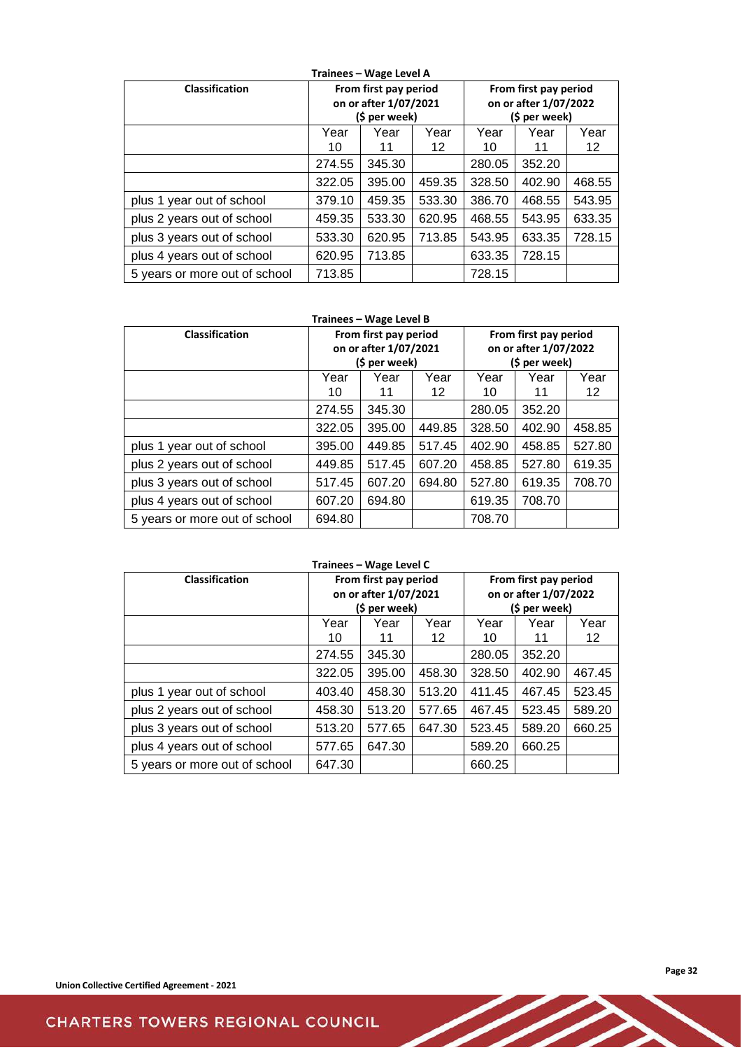**Trainees – Wage Level A**

| Classification | From first pay period on or after 1/07/2021 ($ per week) | | | From first pay period on or after 1/07/2022 ($ per week) | | |
|---|---|---|---|---|---|---|
| | Year 10 | Year 11 | Year 12 | Year 10 | Year 11 | Year 12 |
| | 274.55 | 345.30 | | 280.05 | 352.20 | |
| | 322.05 | 395.00 | 459.35 | 328.50 | 402.90 | 468.55 |
| plus 1 year out of school | 379.10 | 459.35 | 533.30 | 386.70 | 468.55 | 543.95 |
| plus 2 years out of school | 459.35 | 533.30 | 620.95 | 468.55 | 543.95 | 633.35 |
| plus 3 years out of school | 533.30 | 620.95 | 713.85 | 543.95 | 633.35 | 728.15 |
| plus 4 years out of school | 620.95 | 713.85 | | 633.35 | 728.15 | |
| 5 years or more out of school | 713.85 | | | 728.15 | | |

**Trainees – Wage Level B**

| Classification | From first pay period on or after 1/07/2021 ($ per week) | | | From first pay period on or after 1/07/2022 ($ per week) | | |
|---|---|---|---|---|---|---|
| | Year 10 | Year 11 | Year 12 | Year 10 | Year 11 | Year 12 |
| | 274.55 | 345.30 | | 280.05 | 352.20 | |
| | 322.05 | 395.00 | 449.85 | 328.50 | 402.90 | 458.85 |
| plus 1 year out of school | 395.00 | 449.85 | 517.45 | 402.90 | 458.85 | 527.80 |
| plus 2 years out of school | 449.85 | 517.45 | 607.20 | 458.85 | 527.80 | 619.35 |
| plus 3 years out of school | 517.45 | 607.20 | 694.80 | 527.80 | 619.35 | 708.70 |
| plus 4 years out of school | 607.20 | 694.80 | | 619.35 | 708.70 | |
| 5 years or more out of school | 694.80 | | | 708.70 | | |

**Trainees – Wage Level C**

| Classification | From first pay period on or after 1/07/2021 ($ per week) | | | From first pay period on or after 1/07/2022 ($ per week) | | |
|---|---|---|---|---|---|---|
| | Year 10 | Year 11 | Year 12 | Year 10 | Year 11 | Year 12 |
| | 274.55 | 345.30 | | 280.05 | 352.20 | |
| | 322.05 | 395.00 | 458.30 | 328.50 | 402.90 | 467.45 |
| plus 1 year out of school | 403.40 | 458.30 | 513.20 | 411.45 | 467.45 | 523.45 |
| plus 2 years out of school | 458.30 | 513.20 | 577.65 | 467.45 | 523.45 | 589.20 |
| plus 3 years out of school | 513.20 | 577.65 | 647.30 | 523.45 | 589.20 | 660.25 |
| plus 4 years out of school | 577.65 | 647.30 | | 589.20 | 660.25 | |
| 5 years or more out of school | 647.30 | | | 660.25 | | |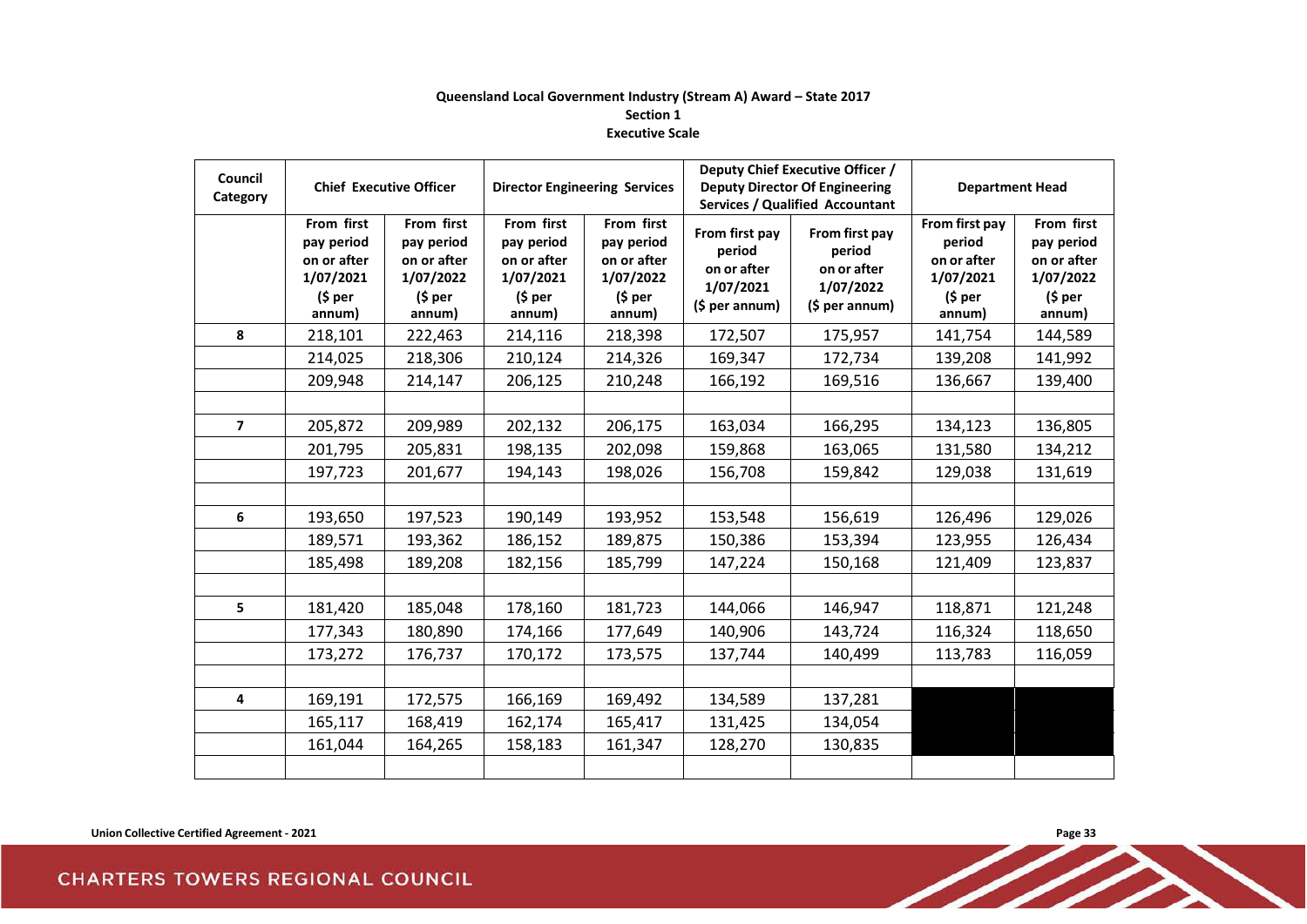**Queensland Local Government Industry (Stream A) Award – State 2017**
**Section 1**
**Executive Scale**

| Council Category | Chief Executive Officer | | Director Engineering Services | | Deputy Chief Executive Officer / Deputy Director Of Engineering Services / Qualified Accountant | | Department Head | |
|---|---|---|---|---|---|---|---|---|
| | From first pay period on or after 1/07/2021 ($ per annum) | From first pay period on or after 1/07/2022 ($ per annum) | From first pay period on or after 1/07/2021 ($ per annum) | From first pay period on or after 1/07/2022 ($ per annum) | From first pay period on or after 1/07/2021 ($ per annum) | From first pay period on or after 1/07/2022 ($ per annum) | From first pay period on or after 1/07/2021 ($ per annum) | From first pay period on or after 1/07/2022 ($ per annum) |
| **8** | 218,101 | 222,463 | 214,116 | 218,398 | 172,507 | 175,957 | 141,754 | 144,589 |
| | 214,025 | 218,306 | 210,124 | 214,326 | 169,347 | 172,734 | 139,208 | 141,992 |
| | 209,948 | 214,147 | 206,125 | 210,248 | 166,192 | 169,516 | 136,667 | 139,400 |
| | | | | | | | | |
| **7** | 205,872 | 209,989 | 202,132 | 206,175 | 163,034 | 166,295 | 134,123 | 136,805 |
| | 201,795 | 205,831 | 198,135 | 202,098 | 159,868 | 163,065 | 131,580 | 134,212 |
| | 197,723 | 201,677 | 194,143 | 198,026 | 156,708 | 159,842 | 129,038 | 131,619 |
| | | | | | | | | |
| **6** | 193,650 | 197,523 | 190,149 | 193,952 | 153,548 | 156,619 | 126,496 | 129,026 |
| | 189,571 | 193,362 | 186,152 | 189,875 | 150,386 | 153,394 | 123,955 | 126,434 |
| | 185,498 | 189,208 | 182,156 | 185,799 | 147,224 | 150,168 | 121,409 | 123,837 |
| | | | | | | | | |
| **5** | 181,420 | 185,048 | 178,160 | 181,723 | 144,066 | 146,947 | 118,871 | 121,248 |
| | 177,343 | 180,890 | 174,166 | 177,649 | 140,906 | 143,724 | 116,324 | 118,650 |
| | 173,272 | 176,737 | 170,172 | 173,575 | 137,744 | 140,499 | 113,783 | 116,059 |
| | | | | | | | | |
| **4** | 169,191 | 172,575 | 166,169 | 169,492 | 134,589 | 137,281 | | |
| | 165,117 | 168,419 | 162,174 | 165,417 | 131,425 | 134,054 | | |
| | 161,044 | 164,265 | 158,183 | 161,347 | 128,270 | 130,835 | | |
| | | | | | | | | |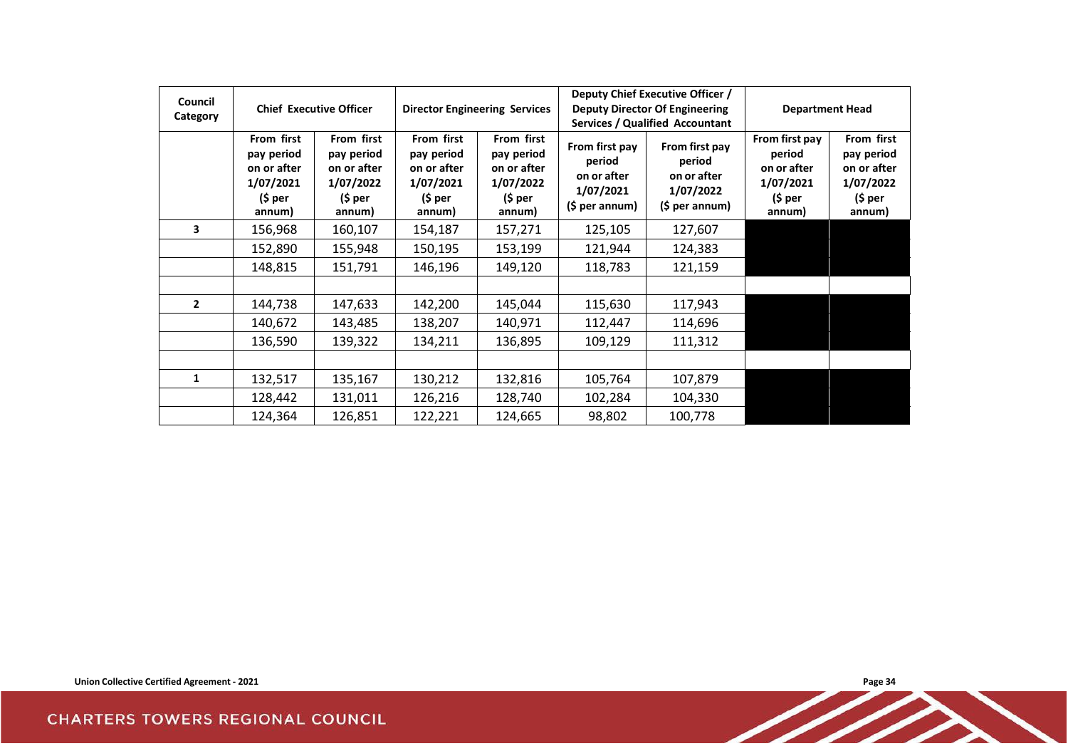| Council Category | Chief Executive Officer | | Director Engineering Services | | Deputy Chief Executive Officer / Deputy Director Of Engineering Services / Qualified Accountant | | Department Head | |
|---|---|---|---|---|---|---|---|---|
| | From first pay period on or after 1/07/2021 ($ per annum) | From first pay period on or after 1/07/2022 ($ per annum) | From first pay period on or after 1/07/2021 ($ per annum) | From first pay period on or after 1/07/2022 ($ per annum) | From first pay period on or after 1/07/2021 ($ per annum) | From first pay period on or after 1/07/2022 ($ per annum) | From first pay period on or after 1/07/2021 ($ per annum) | From first pay period on or after 1/07/2022 ($ per annum) |
| **3** | 156,968 | 160,107 | 154,187 | 157,271 | 125,105 | 127,607 | | |
| | 152,890 | 155,948 | 150,195 | 153,199 | 121,944 | 124,383 | | |
| | 148,815 | 151,791 | 146,196 | 149,120 | 118,783 | 121,159 | | |
| | | | | | | | | |
| **2** | 144,738 | 147,633 | 142,200 | 145,044 | 115,630 | 117,943 | | |
| | 140,672 | 143,485 | 138,207 | 140,971 | 112,447 | 114,696 | | |
| | 136,590 | 139,322 | 134,211 | 136,895 | 109,129 | 111,312 | | |
| | | | | | | | | |
| **1** | 132,517 | 135,167 | 130,212 | 132,816 | 105,764 | 107,879 | | |
| | 128,442 | 131,011 | 126,216 | 128,740 | 102,284 | 104,330 | | |
| | 124,364 | 126,851 | 122,221 | 124,665 | 98,802 | 100,778 | | |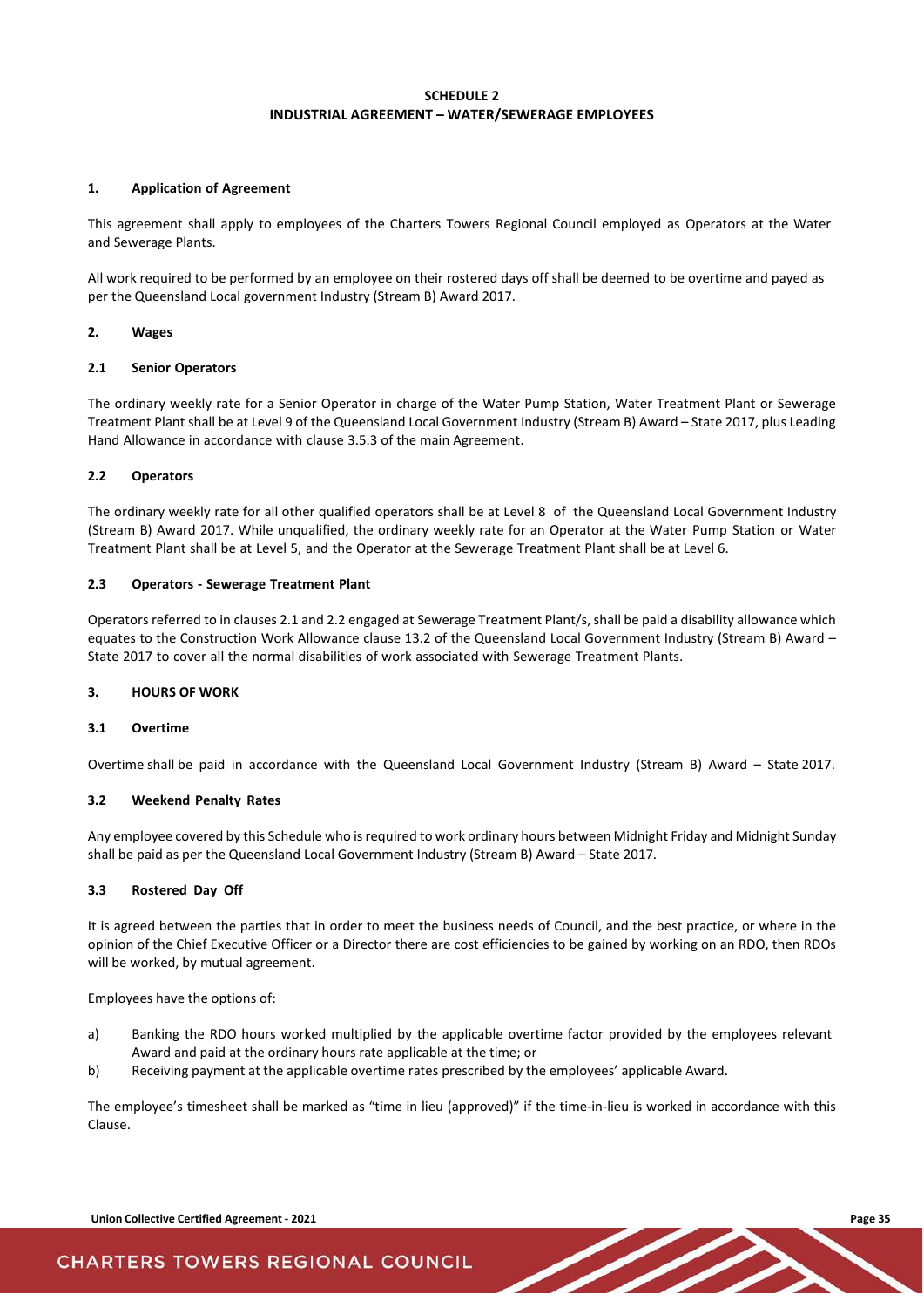## SCHEDULE 2
## INDUSTRIAL AGREEMENT – WATER/SEWERAGE EMPLOYEES

### 1. Application of Agreement

This agreement shall apply to employees of the Charters Towers Regional Council employed as Operators at the Water and Sewerage Plants.

All work required to be performed by an employee on their rostered days off shall be deemed to be overtime and payed as per the Queensland Local government Industry (Stream B) Award 2017.

### 2. Wages

#### 2.1 Senior Operators

The ordinary weekly rate for a Senior Operator in charge of the Water Pump Station, Water Treatment Plant or Sewerage Treatment Plant shall be at Level 9 of the Queensland Local Government Industry (Stream B) Award – State 2017, plus Leading Hand Allowance in accordance with clause 3.5.3 of the main Agreement.

#### 2.2 Operators

The ordinary weekly rate for all other qualified operators shall be at Level 8 of the Queensland Local Government Industry (Stream B) Award 2017. While unqualified, the ordinary weekly rate for an Operator at the Water Pump Station or Water Treatment Plant shall be at Level 5, and the Operator at the Sewerage Treatment Plant shall be at Level 6.

#### 2.3 Operators - Sewerage Treatment Plant

Operators referred to in clauses 2.1 and 2.2 engaged at Sewerage Treatment Plant/s, shall be paid a disability allowance which equates to the Construction Work Allowance clause 13.2 of the Queensland Local Government Industry (Stream B) Award – State 2017 to cover all the normal disabilities of work associated with Sewerage Treatment Plants.

### 3. HOURS OF WORK

#### 3.1 Overtime

Overtime shall be paid in accordance with the Queensland Local Government Industry (Stream B) Award – State 2017.

#### 3.2 Weekend Penalty Rates

Any employee covered by this Schedule who is required to work ordinary hours between Midnight Friday and Midnight Sunday shall be paid as per the Queensland Local Government Industry (Stream B) Award – State 2017.

#### 3.3 Rostered Day Off

It is agreed between the parties that in order to meet the business needs of Council, and the best practice, or where in the opinion of the Chief Executive Officer or a Director there are cost efficiencies to be gained by working on an RDO, then RDOs will be worked, by mutual agreement.

Employees have the options of:

a) Banking the RDO hours worked multiplied by the applicable overtime factor provided by the employees relevant Award and paid at the ordinary hours rate applicable at the time; or
b) Receiving payment at the applicable overtime rates prescribed by the employees' applicable Award.

The employee's timesheet shall be marked as "time in lieu (approved)" if the time-in-lieu is worked in accordance with this Clause.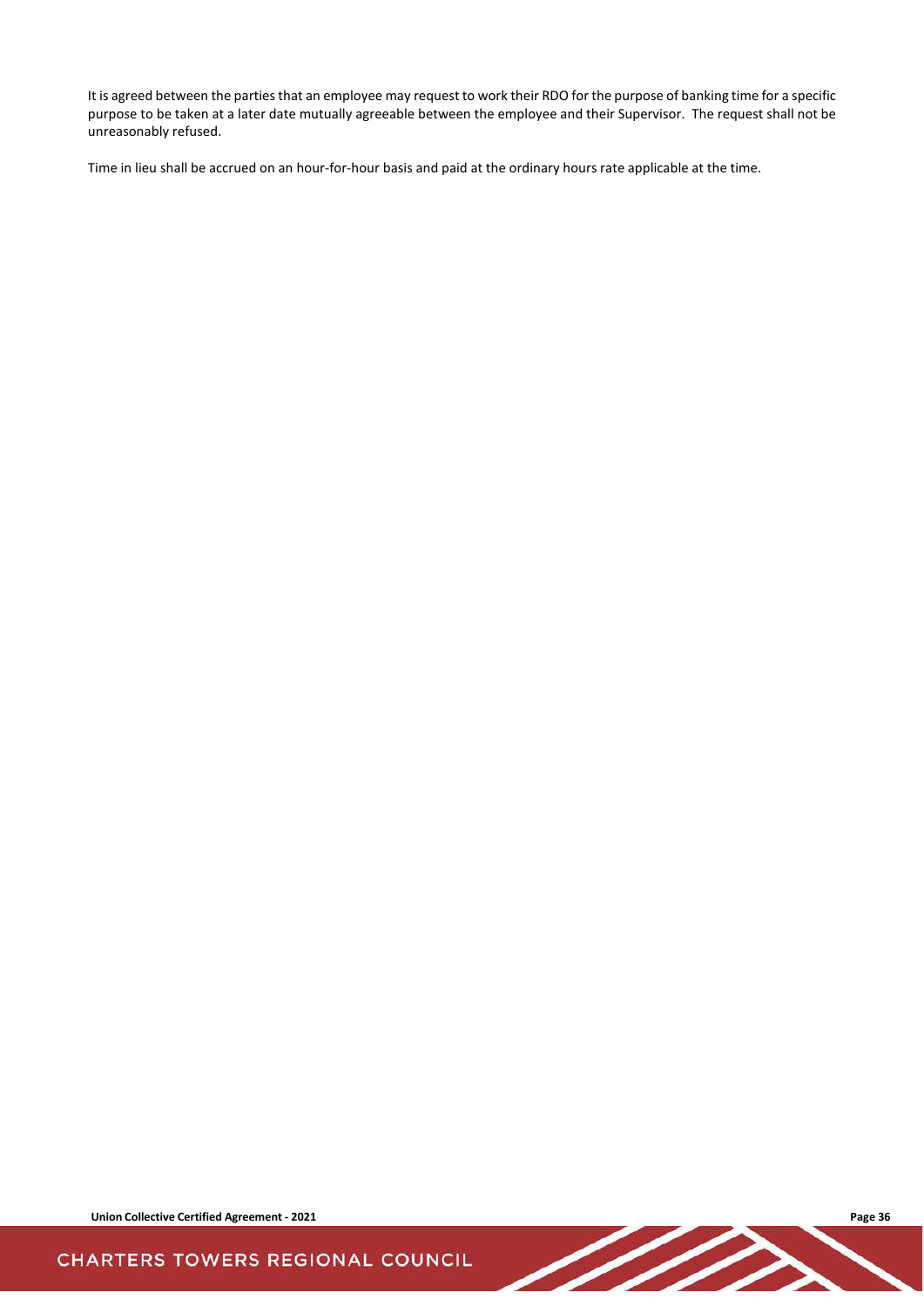It is agreed between the parties that an employee may request to work their RDO for the purpose of banking time for a specific purpose to be taken at a later date mutually agreeable between the employee and their Supervisor. The request shall not be unreasonably refused.

Time in lieu shall be accrued on an hour-for-hour basis and paid at the ordinary hours rate applicable at the time.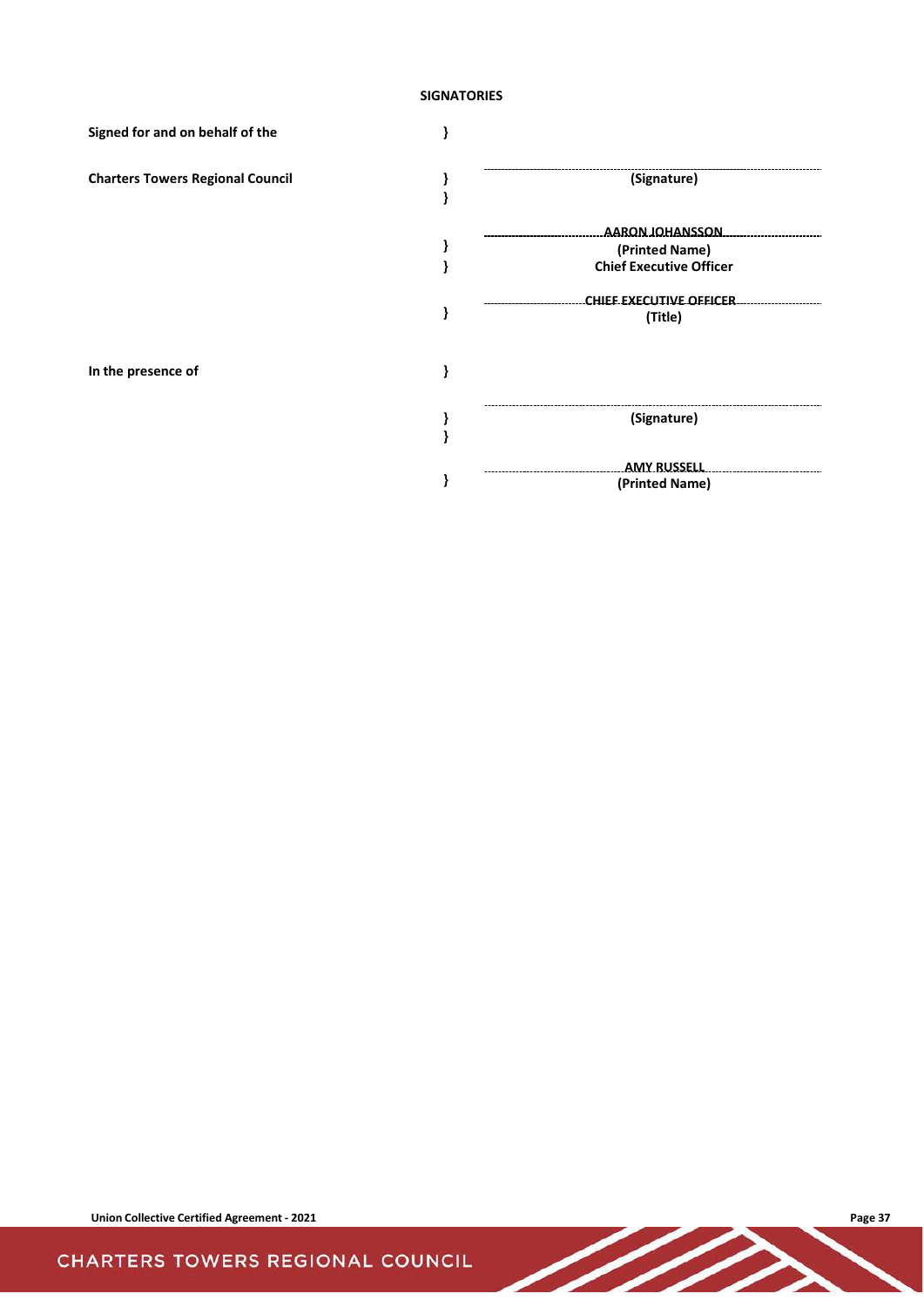**SIGNATORIES**

| | | |
|---|---|---|
| **Signed for and on behalf of the** | } | |
| **Charters Towers Regional Council** | } | **(Signature)** |
| | } | |
| | | **AARON JOHANSSON** |
| | } | **(Printed Name)** |
| | } | **Chief Executive Officer** |
| | | **CHIEF EXECUTIVE OFFICER** |
| | } | **(Title)** |
| **In the presence of** | } | |
| | } | **(Signature)** |
| | } | |
| | | **AMY RUSSELL** |
| | } | **(Printed Name)** |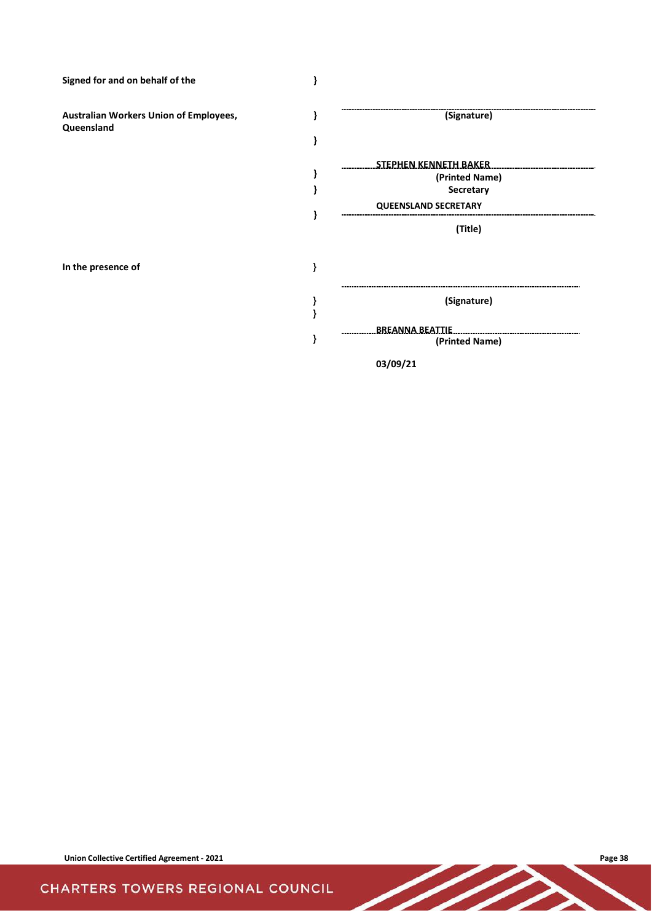| | | |
|---|---|---|
| **Signed for and on behalf of the** | **}** | |
| **Australian Workers Union of Employees, Queensland** | **}** | **(Signature)** |
| | **}** | |
| | **}** | **STEPHEN KENNETH BAKER** |
| | **}** | **(Printed Name)** |
| | | **Secretary** |
| | **}** | **QUEENSLAND SECRETARY** |
| | | **(Title)** |
| **In the presence of** | **}** | |
| | **}** | **(Signature)** |
| | **}** | |
| | **}** | **BREANNA BEATTIE** |
| | | **(Printed Name)** |
| | | **03/09/21** |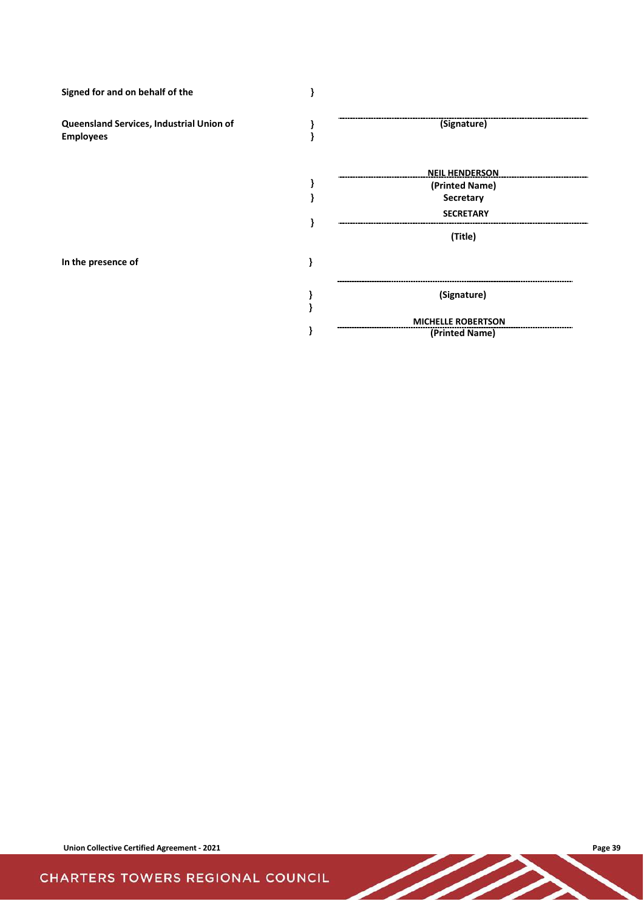| | | |
|---|---|---|
| **Signed for and on behalf of the** | **}** | |
| **Queensland Services, Industrial Union of Employees** | **}** **}** | ..................................................... **(Signature)** |
| | **}** **}** **}** | **NEIL HENDERSON** **(Printed Name)** **Secretary** **SECRETARY** ..................................................... **(Title)** |
| **In the presence of** | **}** | |
| | **}** **}** | ..................................................... **(Signature)** |
| | **}** | **MICHELLE ROBERTSON** **(Printed Name)** |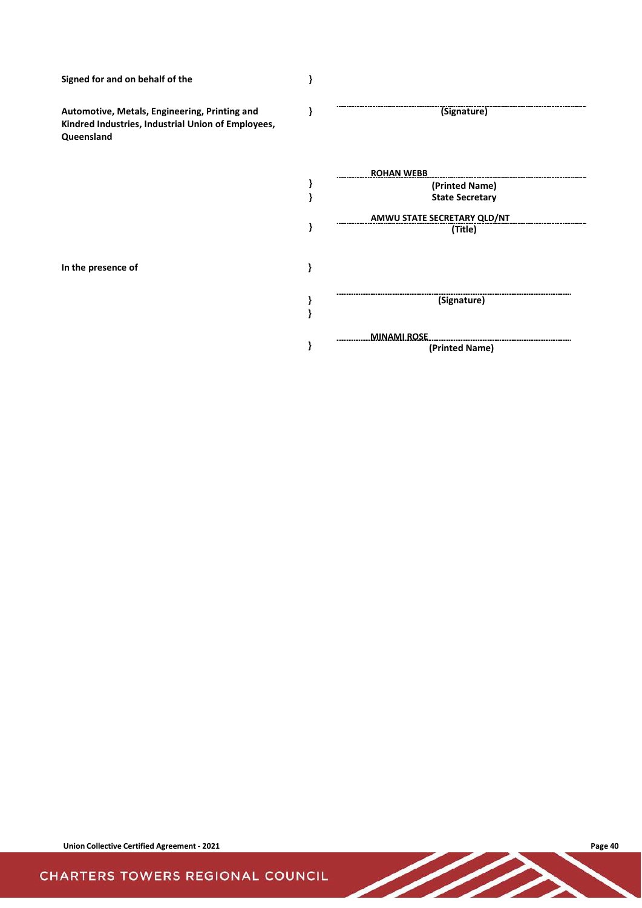**Signed for and on behalf of the** }

**Automotive, Metals, Engineering, Printing and Kindred Industries, Industrial Union of Employees, Queensland** }

......................................................................
**(Signature)**

**ROHAN WEBB**
}
} **(Printed Name)**
**State Secretary**

**AMWU STATE SECRETARY QLD/NT**
} **(Title)**

**In the presence of** }

......................................................................
} **(Signature)**
}

**MINAMI ROSE**
} **(Printed Name)**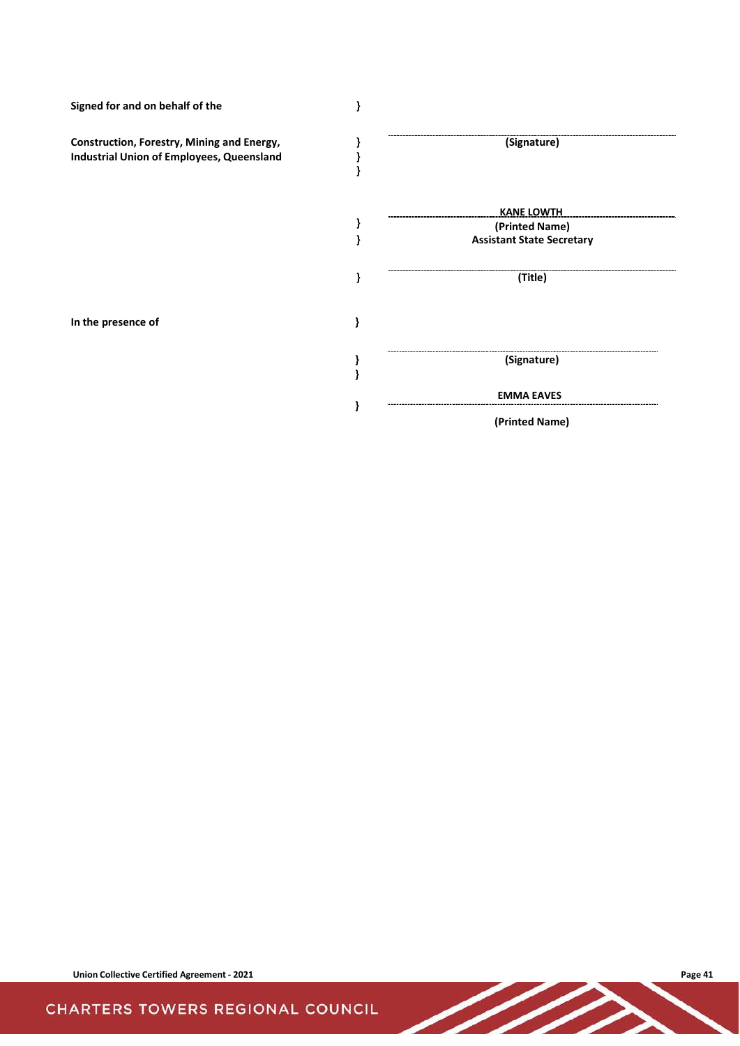| | | |
|---|---|---|
| **Signed for and on behalf of the** | **}** | |
| **Construction, Forestry, Mining and Energy, Industrial Union of Employees, Queensland** | **}**<br>**}**<br>**}** | **(Signature)** |
| | **}**<br>**}** | **KANE LOWTH**<br>**(Printed Name)**<br>**Assistant State Secretary** |
| | **}** | **(Title)** |
| **In the presence of** | **}** | |
| | **}**<br>**}** | **(Signature)** |
| | **}** | **EMMA EAVES**<br>**(Printed Name)** |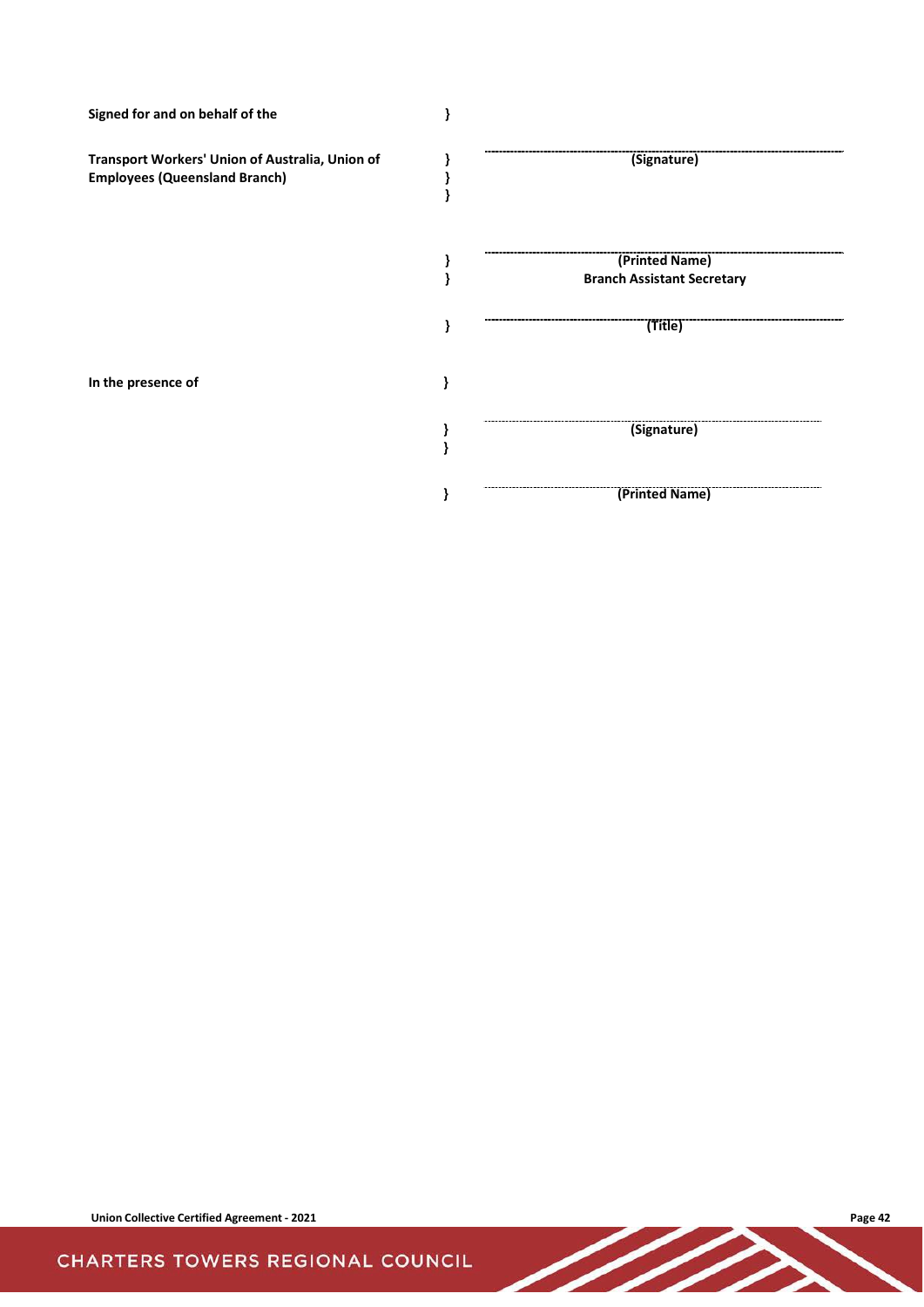**Signed for and on behalf of the** }

**Transport Workers' Union of Australia, Union of Employees (Queensland Branch)** }
}
}

---------------------------------------------------
**(Signature)**

---------------------------------------------------
**(Printed Name)**
**Branch Assistant Secretary**

---------------------------------------------------
**(Title)**

**In the presence of** }

---------------------------------------------------
**(Signature)**

---------------------------------------------------
**(Printed Name)**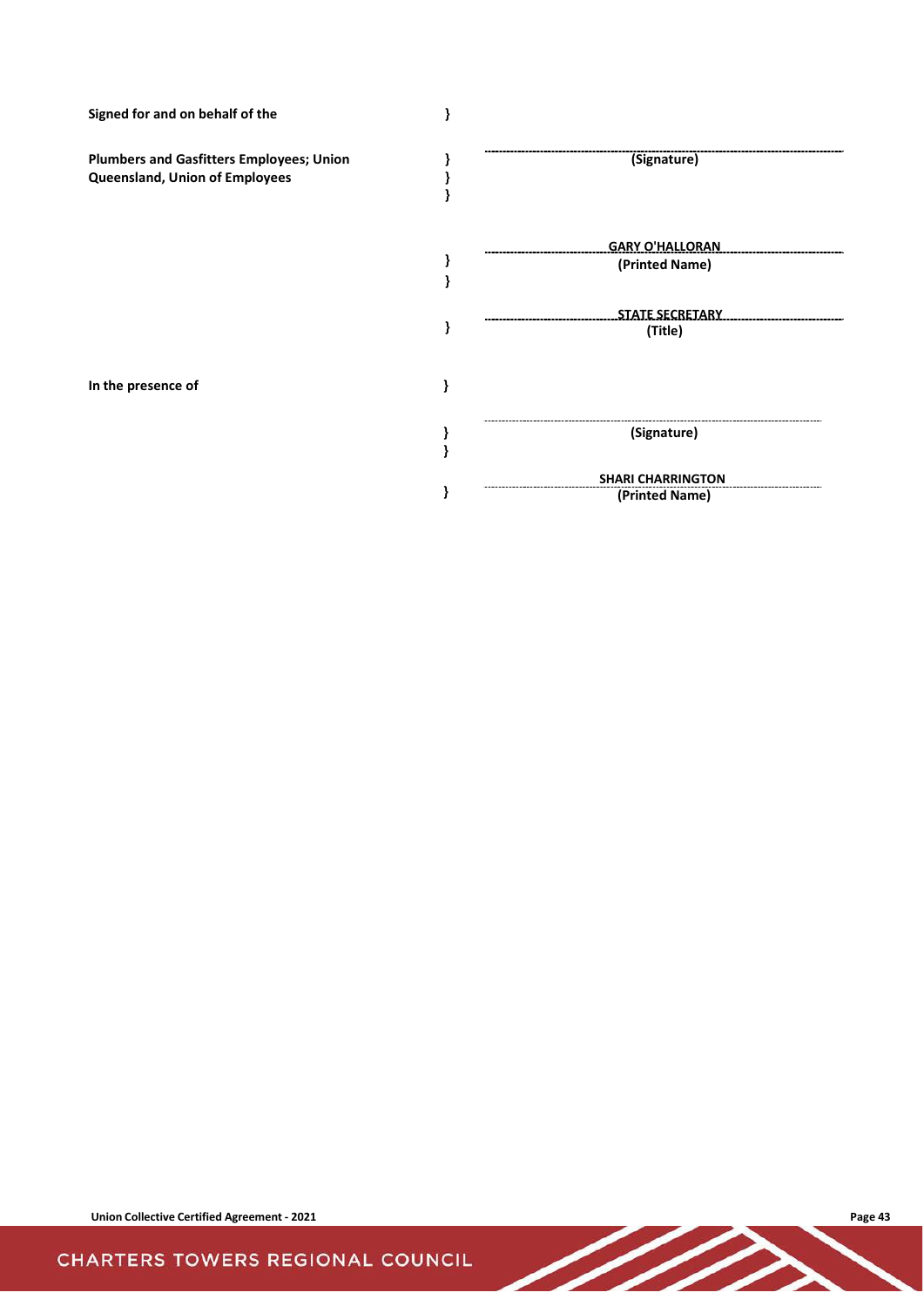| | | |
|---|---|---|
| **Signed for and on behalf of the** | **}** | |
| **Plumbers and Gasfitters Employees; Union Queensland, Union of Employees** | **}** **}** **}** | ............................................ **(Signature)** |
| | **}** **}** | **GARY O'HALLORAN** **(Printed Name)** |
| | **}** | **STATE SECRETARY** **(Title)** |
| **In the presence of** | **}** | |
| | **}** **}** | ............................................ **(Signature)** |
| | **}** | **SHARI CHARRINGTON** **(Printed Name)** |